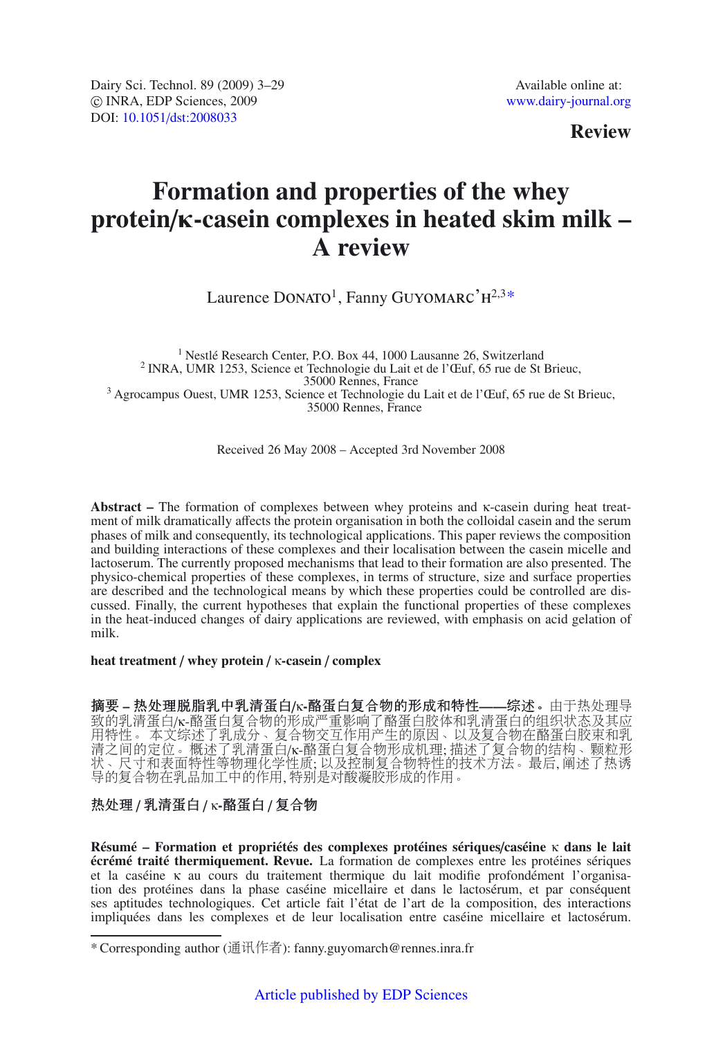**Review**

# Formation and properties of the whey protein/κ-casein complexes in heated skim milk – A review

Laurence DONATO[1], Fanny GUYOMARC'H[2,3]*

[1] Nestlé Research Center, P.O. Box 44, 1000 Lausanne 26, Switzerland
[2] INRA, UMR 1253, Science et Technologie du Lait et de l'Œuf, 65 rue de St Brieuc, 35000 Rennes, France
[3] Agrocampus Ouest, UMR 1253, Science et Technologie du Lait et de l'Œuf, 65 rue de St Brieuc, 35000 Rennes, France

Received 26 May 2008 – Accepted 3rd November 2008

**Abstract –** The formation of complexes between whey proteins and κ-casein during heat treatment of milk dramatically affects the protein organisation in both the colloidal casein and the serum phases of milk and consequently, its technological applications. This paper reviews the composition and building interactions of these complexes and their localisation between the casein micelle and lactoserum. The currently proposed mechanisms that lead to their formation are also presented. The physico-chemical properties of these complexes, in terms of structure, size and surface properties are described and the technological means by which these properties could be controlled are discussed. Finally, the current hypotheses that explain the functional properties of these complexes in the heat-induced changes of dairy applications are reviewed, with emphasis on acid gelation of milk.

**heat treatment / whey protein / κ-casein / complex**

**摘要 – 热处理脱脂乳中乳清蛋白/κ-酪蛋白复合物的形成和特性——综述。**由于热处理导致的乳清蛋白/κ-酪蛋白复合物的形成严重影响了酪蛋白胶体和乳清蛋白的组织状态及其应用特性。本文综述了乳成分、复合物交互作用产生的原因、以及复合物在酪蛋白胶束和乳清之间的定位。概述了乳清蛋白/κ-酪蛋白复合物形成机理;描述了复合物的结构、颗粒形状、尺寸和表面特性等物理化学性质;以及控制复合物特性的技术方法。最后,阐述了热诱导的复合物在乳品加工中的作用,特别是对酸凝胶形成的作用。

**热处理 / 乳清蛋白 / κ-酪蛋白 / 复合物**

**Résumé – Formation et propriétés des complexes protéines sériques/caséine κ dans le lait écrémé traité thermiquement. Revue.** La formation de complexes entre les protéines sériques et la caséine κ au cours du traitement thermique du lait modifie profondément l'organisation des protéines dans la phase caséine micellaire et dans le lactosérum, et par conséquent ses aptitudes technologiques. Cet article fait l'état de l'art de la composition, des interactions impliquées dans les complexes et de leur localisation entre caséine micellaire et lactosérum.

* Corresponding author (通讯作者): fanny.guyomarch@rennes.inra.fr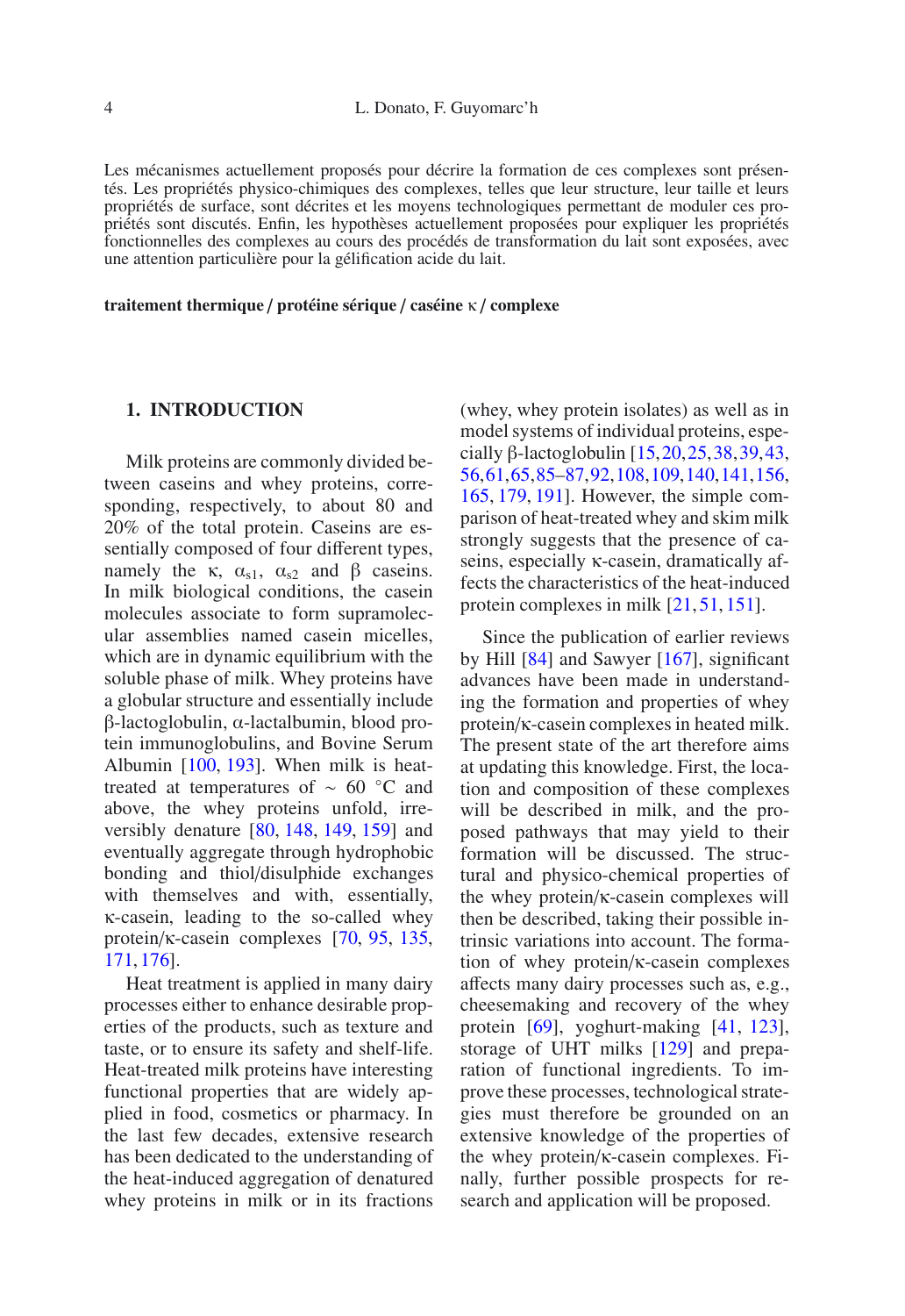Les mécanismes actuellement proposés pour décrire la formation de ces complexes sont présentés. Les propriétés physico-chimiques des complexes, telles que leur structure, leur taille et leurs propriétés de surface, sont décrites et les moyens technologiques permettant de moduler ces propriétés sont discutés. Enfin, les hypothèses actuellement proposées pour expliquer les propriétés fonctionnelles des complexes au cours des procédés de transformation du lait sont exposées, avec une attention particulière pour la gélification acide du lait.

**traitement thermique / protéine sérique / caséine κ / complexe**

## 1. INTRODUCTION

Milk proteins are commonly divided between caseins and whey proteins, corresponding, respectively, to about 80 and 20% of the total protein. Caseins are essentially composed of four different types, namely the κ, $\alpha_{s1}$, $\alpha_{s2}$ and β caseins. In milk biological conditions, the casein molecules associate to form supramolecular assemblies named casein micelles, which are in dynamic equilibrium with the soluble phase of milk. Whey proteins have a globular structure and essentially include β-lactoglobulin, α-lactalbumin, blood protein immunoglobulins, and Bovine Serum Albumin [100, 193]. When milk is heat-treated at temperatures of ∼ 60 °C and above, the whey proteins unfold, irreversibly denature [80, 148, 149, 159] and eventually aggregate through hydrophobic bonding and thiol/disulphide exchanges with themselves and with, essentially, κ-casein, leading to the so-called whey protein/κ-casein complexes [70, 95, 135, 171, 176].

Heat treatment is applied in many dairy processes either to enhance desirable properties of the products, such as texture and taste, or to ensure its safety and shelf-life. Heat-treated milk proteins have interesting functional properties that are widely applied in food, cosmetics or pharmacy. In the last few decades, extensive research has been dedicated to the understanding of the heat-induced aggregation of denatured whey proteins in milk or in its fractions (whey, whey protein isolates) as well as in model systems of individual proteins, especially β-lactoglobulin [15, 20, 25, 38, 39, 43, 56, 61, 65, 85–87, 92, 108, 109, 140, 141, 156, 165, 179, 191]. However, the simple comparison of heat-treated whey and skim milk strongly suggests that the presence of caseins, especially κ-casein, dramatically affects the characteristics of the heat-induced protein complexes in milk [21, 51, 151].

Since the publication of earlier reviews by Hill [84] and Sawyer [167], significant advances have been made in understanding the formation and properties of whey protein/κ-casein complexes in heated milk. The present state of the art therefore aims at updating this knowledge. First, the location and composition of these complexes will be described in milk, and the proposed pathways that may yield to their formation will be discussed. The structural and physico-chemical properties of the whey protein/κ-casein complexes will then be described, taking their possible intrinsic variations into account. The formation of whey protein/κ-casein complexes affects many dairy processes such as, e.g., cheesemaking and recovery of the whey protein [69], yoghurt-making [41, 123], storage of UHT milks [129] and preparation of functional ingredients. To improve these processes, technological strategies must therefore be grounded on an extensive knowledge of the properties of the whey protein/κ-casein complexes. Finally, further possible prospects for research and application will be proposed.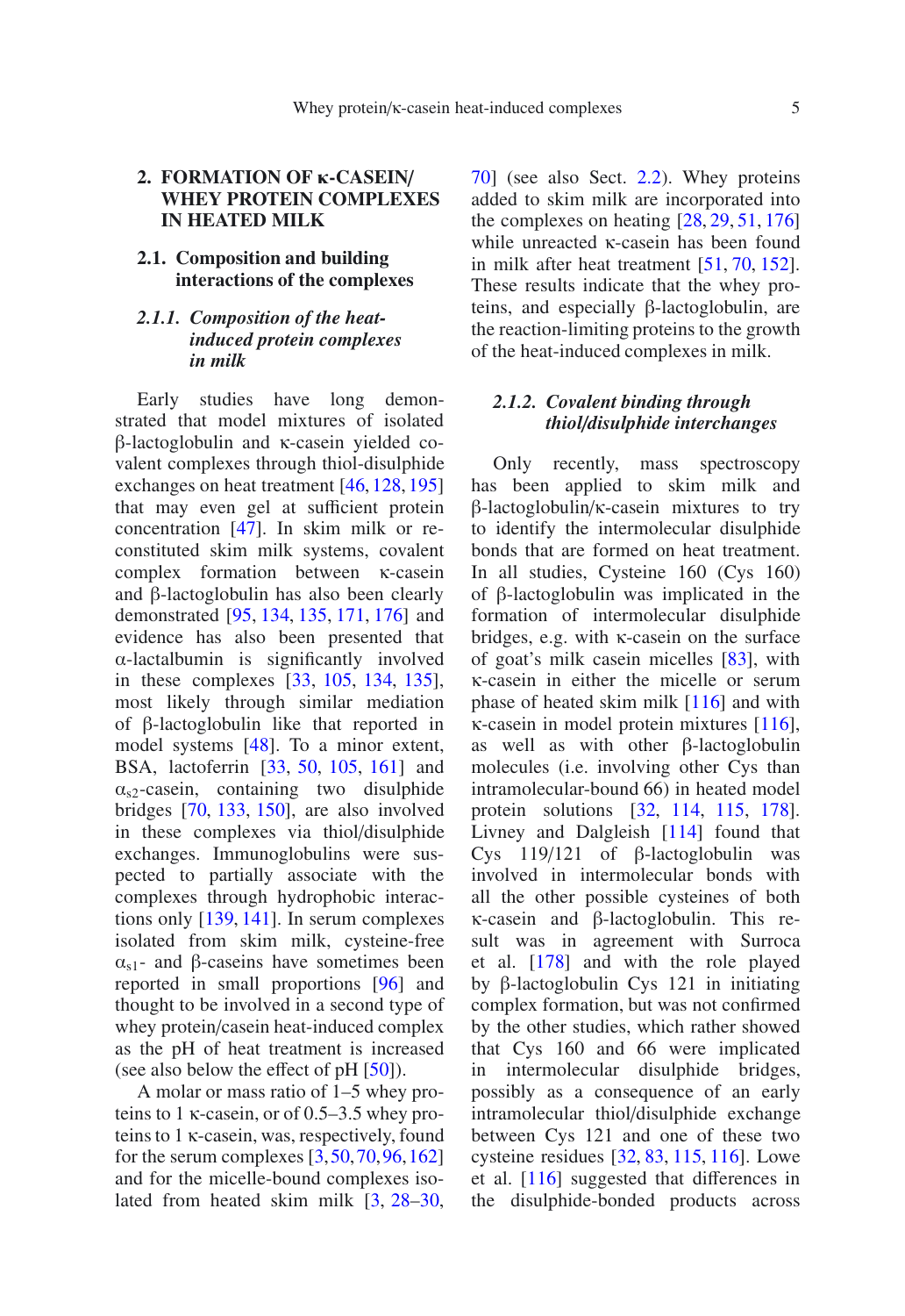## 2. FORMATION OF κ-CASEIN/ WHEY PROTEIN COMPLEXES IN HEATED MILK

### 2.1. Composition and building interactions of the complexes

#### *2.1.1. Composition of the heat-induced protein complexes in milk*

Early studies have long demonstrated that model mixtures of isolated β-lactoglobulin and κ-casein yielded covalent complexes through thiol-disulphide exchanges on heat treatment [46, 128, 195] that may even gel at sufficient protein concentration [47]. In skim milk or reconstituted skim milk systems, covalent complex formation between κ-casein and β-lactoglobulin has also been clearly demonstrated [95, 134, 135, 171, 176] and evidence has also been presented that α-lactalbumin is significantly involved in these complexes [33, 105, 134, 135], most likely through similar mediation of β-lactoglobulin like that reported in model systems [48]. To a minor extent, BSA, lactoferrin [33, 50, 105, 161] and $\alpha_{s2}$-casein, containing two disulphide bridges [70, 133, 150], are also involved in these complexes via thiol/disulphide exchanges. Immunoglobulins were suspected to partially associate with the complexes through hydrophobic interactions only [139, 141]. In serum complexes isolated from skim milk, cysteine-free $\alpha_{s1}$- and β-caseins have sometimes been reported in small proportions [96] and thought to be involved in a second type of whey protein/casein heat-induced complex as the pH of heat treatment is increased (see also below the effect of pH [50]).

A molar or mass ratio of 1–5 whey proteins to 1 κ-casein, or of 0.5–3.5 whey proteins to 1 κ-casein, was, respectively, found for the serum complexes [3, 50, 70, 96, 162] and for the micelle-bound complexes isolated from heated skim milk [3, 28–30, 70] (see also Sect. 2.2). Whey proteins added to skim milk are incorporated into the complexes on heating [28, 29, 51, 176] while unreacted κ-casein has been found in milk after heat treatment [51, 70, 152]. These results indicate that the whey proteins, and especially β-lactoglobulin, are the reaction-limiting proteins to the growth of the heat-induced complexes in milk.

#### *2.1.2. Covalent binding through thiol/disulphide interchanges*

Only recently, mass spectroscopy has been applied to skim milk and β-lactoglobulin/κ-casein mixtures to try to identify the intermolecular disulphide bonds that are formed on heat treatment. In all studies, Cysteine 160 (Cys 160) of β-lactoglobulin was implicated in the formation of intermolecular disulphide bridges, e.g. with κ-casein on the surface of goat's milk casein micelles [83], with κ-casein in either the micelle or serum phase of heated skim milk [116] and with κ-casein in model protein mixtures [116], as well as with other β-lactoglobulin molecules (i.e. involving other Cys than intramolecular-bound 66) in heated model protein solutions [32, 114, 115, 178]. Livney and Dalgleish [114] found that Cys 119/121 of β-lactoglobulin was involved in intermolecular bonds with all the other possible cysteines of both κ-casein and β-lactoglobulin. This result was in agreement with Surroca et al. [178] and with the role played by β-lactoglobulin Cys 121 in initiating complex formation, but was not confirmed by the other studies, which rather showed that Cys 160 and 66 were implicated in intermolecular disulphide bridges, possibly as a consequence of an early intramolecular thiol/disulphide exchange between Cys 121 and one of these two cysteine residues [32, 83, 115, 116]. Lowe et al. [116] suggested that differences in the disulphide-bonded products across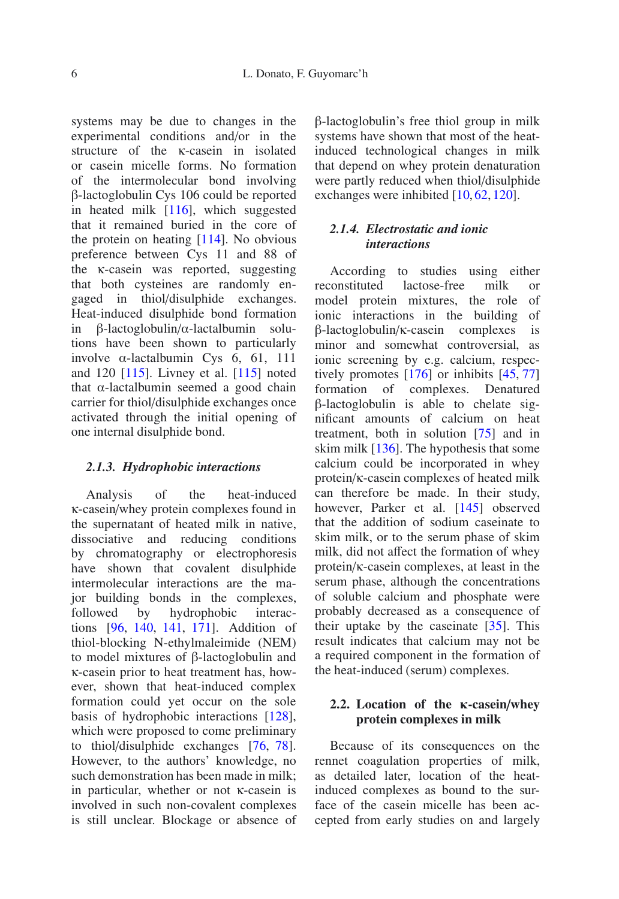systems may be due to changes in the experimental conditions and/or in the structure of the κ-casein in isolated or casein micelle forms. No formation of the intermolecular bond involving β-lactoglobulin Cys 106 could be reported in heated milk [116], which suggested that it remained buried in the core of the protein on heating [114]. No obvious preference between Cys 11 and 88 of the κ-casein was reported, suggesting that both cysteines are randomly engaged in thiol/disulphide exchanges. Heat-induced disulphide bond formation in β-lactoglobulin/α-lactalbumin solutions have been shown to particularly involve α-lactalbumin Cys 6, 61, 111 and 120 [115]. Livney et al. [115] noted that α-lactalbumin seemed a good chain carrier for thiol/disulphide exchanges once activated through the initial opening of one internal disulphide bond.

#### 2.1.3. Hydrophobic interactions

Analysis of the heat-induced κ-casein/whey protein complexes found in the supernatant of heated milk in native, dissociative and reducing conditions by chromatography or electrophoresis have shown that covalent disulphide intermolecular interactions are the major building bonds in the complexes, followed by hydrophobic interactions [96, 140, 141, 171]. Addition of thiol-blocking N-ethylmaleimide (NEM) to model mixtures of β-lactoglobulin and κ-casein prior to heat treatment has, however, shown that heat-induced complex formation could yet occur on the sole basis of hydrophobic interactions [128], which were proposed to come preliminary to thiol/disulphide exchanges [76, 78]. However, to the authors' knowledge, no such demonstration has been made in milk; in particular, whether or not κ-casein is involved in such non-covalent complexes is still unclear. Blockage or absence of β-lactoglobulin's free thiol group in milk systems have shown that most of the heat-induced technological changes in milk that depend on whey protein denaturation were partly reduced when thiol/disulphide exchanges were inhibited [10, 62, 120].

#### 2.1.4. Electrostatic and ionic interactions

According to studies using either reconstituted lactose-free milk or model protein mixtures, the role of ionic interactions in the building of β-lactoglobulin/κ-casein complexes is minor and somewhat controversial, as ionic screening by e.g. calcium, respectively promotes [176] or inhibits [45, 77] formation of complexes. Denatured β-lactoglobulin is able to chelate significant amounts of calcium on heat treatment, both in solution [75] and in skim milk [136]. The hypothesis that some calcium could be incorporated in whey protein/κ-casein complexes of heated milk can therefore be made. In their study, however, Parker et al. [145] observed that the addition of sodium caseinate to skim milk, or to the serum phase of skim milk, did not affect the formation of whey protein/κ-casein complexes, at least in the serum phase, although the concentrations of soluble calcium and phosphate were probably decreased as a consequence of their uptake by the caseinate [35]. This result indicates that calcium may not be a required component in the formation of the heat-induced (serum) complexes.

### 2.2. Location of the κ-casein/whey protein complexes in milk

Because of its consequences on the rennet coagulation properties of milk, as detailed later, location of the heat-induced complexes as bound to the surface of the casein micelle has been accepted from early studies on and largely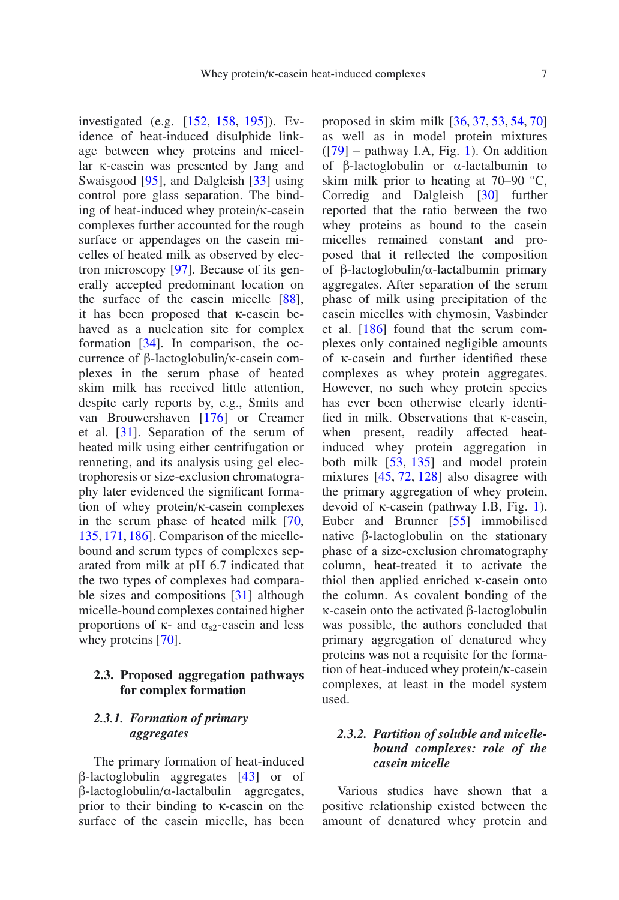investigated (e.g. [152, 158, 195]). Evidence of heat-induced disulphide linkage between whey proteins and micellar κ-casein was presented by Jang and Swaisgood [95], and Dalgleish [33] using control pore glass separation. The binding of heat-induced whey protein/κ-casein complexes further accounted for the rough surface or appendages on the casein micelles of heated milk as observed by electron microscopy [97]. Because of its generally accepted predominant location on the surface of the casein micelle [88], it has been proposed that κ-casein behaved as a nucleation site for complex formation [34]. In comparison, the occurrence of β-lactoglobulin/κ-casein complexes in the serum phase of heated skim milk has received little attention, despite early reports by, e.g., Smits and van Brouwershaven [176] or Creamer et al. [31]. Separation of the serum of heated milk using either centrifugation or renneting, and its analysis using gel electrophoresis or size-exclusion chromatography later evidenced the significant formation of whey protein/κ-casein complexes in the serum phase of heated milk [70, 135, 171, 186]. Comparison of the micelle-bound and serum types of complexes separated from milk at pH 6.7 indicated that the two types of complexes had comparable sizes and compositions [31] although micelle-bound complexes contained higher proportions of κ- and $\alpha_{s2}$-casein and less whey proteins [70].

### 2.3. Proposed aggregation pathways for complex formation

#### *2.3.1. Formation of primary aggregates*

The primary formation of heat-induced β-lactoglobulin aggregates [43] or of β-lactoglobulin/α-lactalbumin aggregates, prior to their binding to κ-casein on the surface of the casein micelle, has been proposed in skim milk [36, 37, 53, 54, 70] as well as in model protein mixtures ([79] – pathway I.A, Fig. 1). On addition of β-lactoglobulin or α-lactalbumin to skim milk prior to heating at 70–90 °C, Corredig and Dalgleish [30] further reported that the ratio between the two whey proteins as bound to the casein micelles remained constant and proposed that it reflected the composition of β-lactoglobulin/α-lactalbumin primary aggregates. After separation of the serum phase of milk using precipitation of the casein micelles with chymosin, Vasbinder et al. [186] found that the serum complexes only contained negligible amounts of κ-casein and further identified these complexes as whey protein aggregates. However, no such whey protein species has ever been otherwise clearly identified in milk. Observations that κ-casein, when present, readily affected heat-induced whey protein aggregation in both milk [53, 135] and model protein mixtures [45, 72, 128] also disagree with the primary aggregation of whey protein, devoid of κ-casein (pathway I.B, Fig. 1). Euber and Brunner [55] immobilised native β-lactoglobulin on the stationary phase of a size-exclusion chromatography column, heat-treated it to activate the thiol then applied enriched κ-casein onto the column. As covalent bonding of the κ-casein onto the activated β-lactoglobulin was possible, the authors concluded that primary aggregation of denatured whey proteins was not a requisite for the formation of heat-induced whey protein/κ-casein complexes, at least in the model system used.

#### *2.3.2. Partition of soluble and micelle-bound complexes: role of the casein micelle*

Various studies have shown that a positive relationship existed between the amount of denatured whey protein and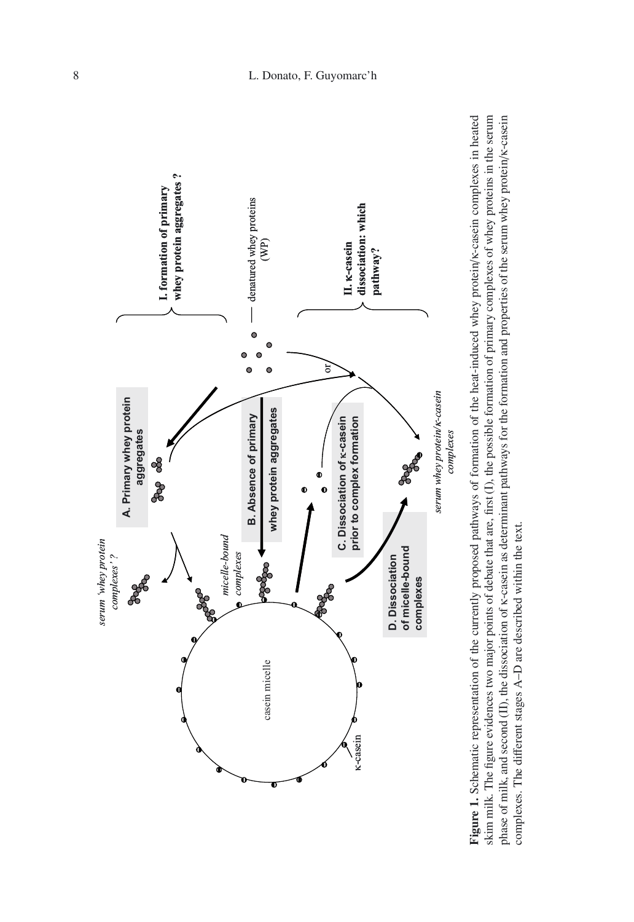**Figure 1.** Schematic representation of the currently proposed pathways of formation of the heat-induced whey protein/κ-casein complexes in heated skim milk. The figure evidences two major points of debate that are, first (I), the possible formation of primary complexes of whey proteins in the serum phase of milk, and second (II), the dissociation of κ-casein as determinant pathways for the formation and properties of the serum whey protein/κ-casein complexes. The different stages A–D are described within the text.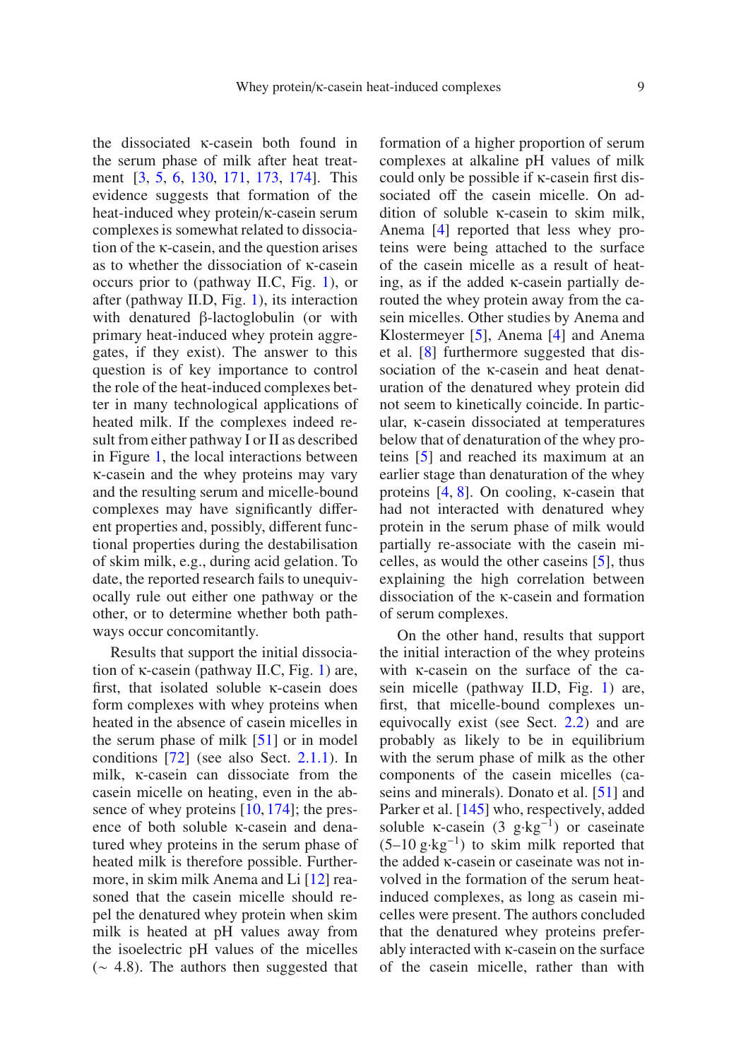the dissociated κ-casein both found in the serum phase of milk after heat treatment [3, 5, 6, 130, 171, 173, 174]. This evidence suggests that formation of the heat-induced whey protein/κ-casein serum complexes is somewhat related to dissociation of the κ-casein, and the question arises as to whether the dissociation of κ-casein occurs prior to (pathway II.C, Fig. 1), or after (pathway II.D, Fig. 1), its interaction with denatured β-lactoglobulin (or with primary heat-induced whey protein aggregates, if they exist). The answer to this question is of key importance to control the role of the heat-induced complexes better in many technological applications of heated milk. If the complexes indeed result from either pathway I or II as described in Figure 1, the local interactions between κ-casein and the whey proteins may vary and the resulting serum and micelle-bound complexes may have significantly different properties and, possibly, different functional properties during the destabilisation of skim milk, e.g., during acid gelation. To date, the reported research fails to unequivocally rule out either one pathway or the other, or to determine whether both pathways occur concomitantly.

Results that support the initial dissociation of κ-casein (pathway II.C, Fig. 1) are, first, that isolated soluble κ-casein does form complexes with whey proteins when heated in the absence of casein micelles in the serum phase of milk [51] or in model conditions [72] (see also Sect. 2.1.1). In milk, κ-casein can dissociate from the casein micelle on heating, even in the absence of whey proteins [10, 174]; the presence of both soluble κ-casein and denatured whey proteins in the serum phase of heated milk is therefore possible. Furthermore, in skim milk Anema and Li [12] reasoned that the casein micelle should repel the denatured whey protein when skim milk is heated at pH values away from the isoelectric pH values of the micelles (∼ 4.8). The authors then suggested that formation of a higher proportion of serum complexes at alkaline pH values of milk could only be possible if κ-casein first dissociated off the casein micelle. On addition of soluble κ-casein to skim milk, Anema [4] reported that less whey proteins were being attached to the surface of the casein micelle as a result of heating, as if the added κ-casein partially derouted the whey protein away from the casein micelles. Other studies by Anema and Klostermeyer [5], Anema [4] and Anema et al. [8] furthermore suggested that dissociation of the κ-casein and heat denaturation of the denatured whey protein did not seem to kinetically coincide. In particular, κ-casein dissociated at temperatures below that of denaturation of the whey proteins [5] and reached its maximum at an earlier stage than denaturation of the whey proteins [4, 8]. On cooling, κ-casein that had not interacted with denatured whey protein in the serum phase of milk would partially re-associate with the casein micelles, as would the other caseins [5], thus explaining the high correlation between dissociation of the κ-casein and formation of serum complexes.

On the other hand, results that support the initial interaction of the whey proteins with κ-casein on the surface of the casein micelle (pathway II.D, Fig. 1) are, first, that micelle-bound complexes unequivocally exist (see Sect. 2.2) and are probably as likely to be in equilibrium with the serum phase of milk as the other components of the casein micelles (caseins and minerals). Donato et al. [51] and Parker et al. [145] who, respectively, added soluble κ-casein (3 $g \cdot kg^{-1}$) or caseinate (5–10 $g \cdot kg^{-1}$) to skim milk reported that the added κ-casein or caseinate was not involved in the formation of the serum heat-induced complexes, as long as casein micelles were present. The authors concluded that the denatured whey proteins preferably interacted with κ-casein on the surface of the casein micelle, rather than with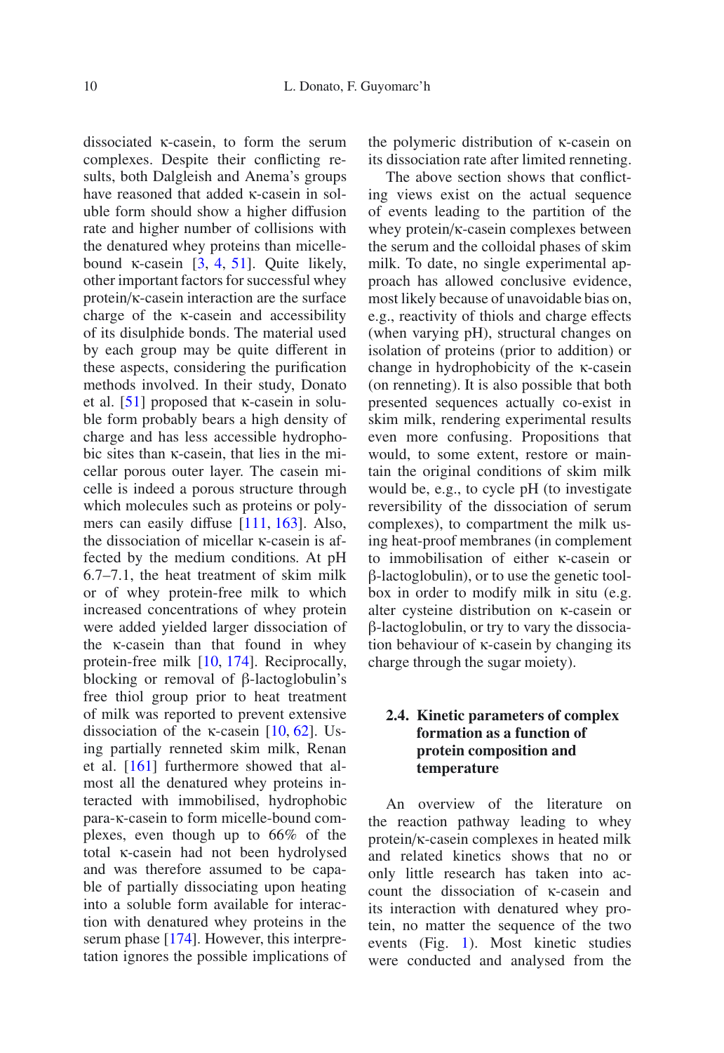dissociated κ-casein, to form the serum complexes. Despite their conflicting results, both Dalgleish and Anema's groups have reasoned that added κ-casein in soluble form should show a higher diffusion rate and higher number of collisions with the denatured whey proteins than micelle-bound κ-casein [3, 4, 51]. Quite likely, other important factors for successful whey protein/κ-casein interaction are the surface charge of the κ-casein and accessibility of its disulphide bonds. The material used by each group may be quite different in these aspects, considering the purification methods involved. In their study, Donato et al. [51] proposed that κ-casein in soluble form probably bears a high density of charge and has less accessible hydrophobic sites than κ-casein, that lies in the micellar porous outer layer. The casein micelle is indeed a porous structure through which molecules such as proteins or polymers can easily diffuse [111, 163]. Also, the dissociation of micellar κ-casein is affected by the medium conditions. At pH 6.7–7.1, the heat treatment of skim milk or of whey protein-free milk to which increased concentrations of whey protein were added yielded larger dissociation of the κ-casein than that found in whey protein-free milk [10, 174]. Reciprocally, blocking or removal of β-lactoglobulin's free thiol group prior to heat treatment of milk was reported to prevent extensive dissociation of the κ-casein [10, 62]. Using partially renneted skim milk, Renan et al. [161] furthermore showed that almost all the denatured whey proteins interacted with immobilised, hydrophobic para-κ-casein to form micelle-bound complexes, even though up to 66% of the total κ-casein had not been hydrolysed and was therefore assumed to be capable of partially dissociating upon heating into a soluble form available for interaction with denatured whey proteins in the serum phase [174]. However, this interpretation ignores the possible implications of the polymeric distribution of κ-casein on its dissociation rate after limited renneting.

The above section shows that conflicting views exist on the actual sequence of events leading to the partition of the whey protein/κ-casein complexes between the serum and the colloidal phases of skim milk. To date, no single experimental approach has allowed conclusive evidence, most likely because of unavoidable bias on, e.g., reactivity of thiols and charge effects (when varying pH), structural changes on isolation of proteins (prior to addition) or change in hydrophobicity of the κ-casein (on renneting). It is also possible that both presented sequences actually co-exist in skim milk, rendering experimental results even more confusing. Propositions that would, to some extent, restore or maintain the original conditions of skim milk would be, e.g., to cycle pH (to investigate reversibility of the dissociation of serum complexes), to compartment the milk using heat-proof membranes (in complement to immobilisation of either κ-casein or β-lactoglobulin), or to use the genetic toolbox in order to modify milk in situ (e.g. alter cysteine distribution on κ-casein or β-lactoglobulin, or try to vary the dissociation behaviour of κ-casein by changing its charge through the sugar moiety).

### 2.4. Kinetic parameters of complex formation as a function of protein composition and temperature

An overview of the literature on the reaction pathway leading to whey protein/κ-casein complexes in heated milk and related kinetics shows that no or only little research has taken into account the dissociation of κ-casein and its interaction with denatured whey protein, no matter the sequence of the two events (Fig. 1). Most kinetic studies were conducted and analysed from the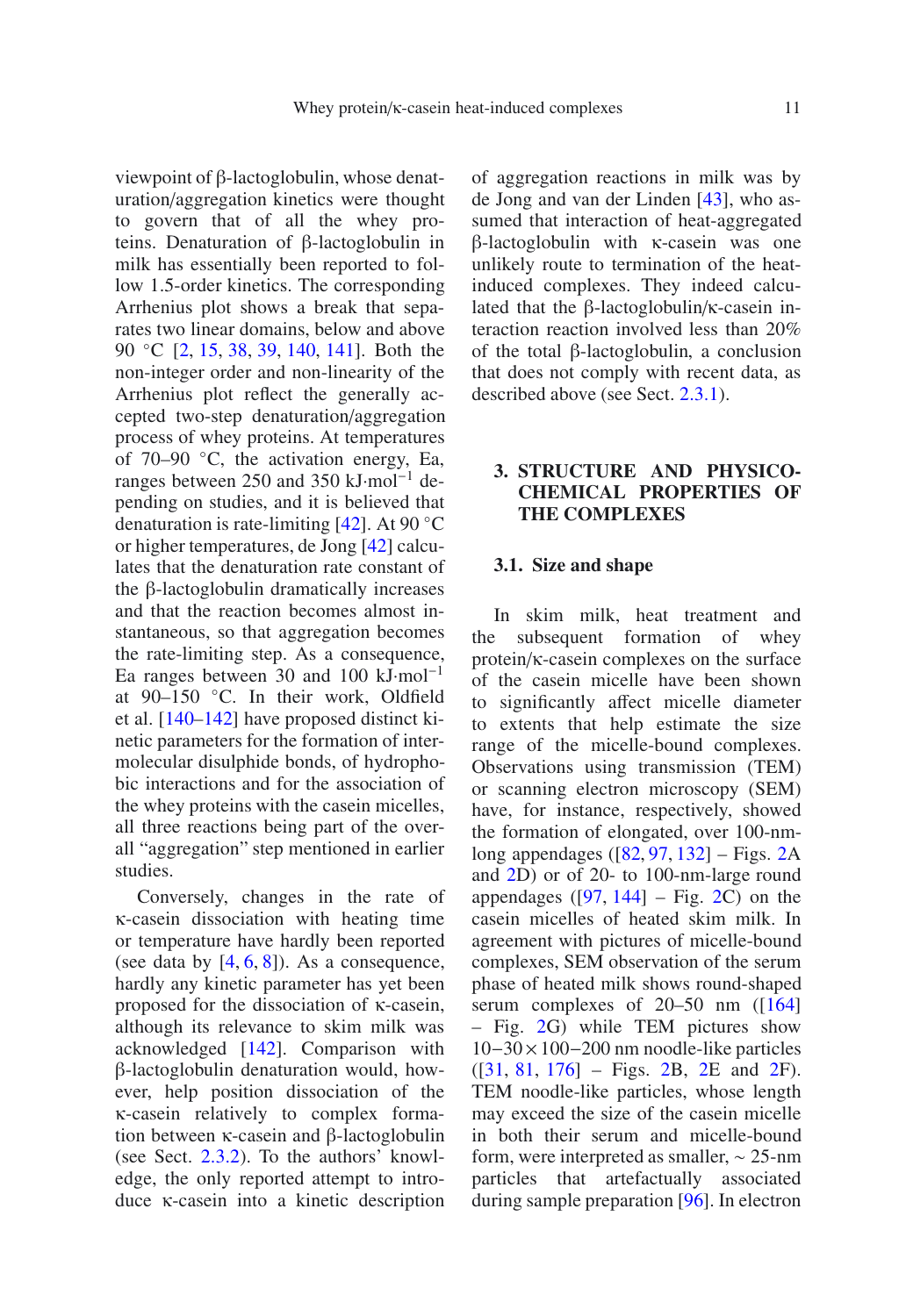viewpoint of β-lactoglobulin, whose denaturation/aggregation kinetics were thought to govern that of all the whey proteins. Denaturation of β-lactoglobulin in milk has essentially been reported to follow 1.5-order kinetics. The corresponding Arrhenius plot shows a break that separates two linear domains, below and above 90 °C [2, 15, 38, 39, 140, 141]. Both the non-integer order and non-linearity of the Arrhenius plot reflect the generally accepted two-step denaturation/aggregation process of whey proteins. At temperatures of 70–90 °C, the activation energy, Ea, ranges between 250 and 350 kJ·mol$^{-1}$ depending on studies, and it is believed that denaturation is rate-limiting [42]. At 90 °C or higher temperatures, de Jong [42] calculates that the denaturation rate constant of the β-lactoglobulin dramatically increases and that the reaction becomes almost instantaneous, so that aggregation becomes the rate-limiting step. As a consequence, Ea ranges between 30 and 100 kJ·mol$^{-1}$ at 90–150 °C. In their work, Oldfield et al. [140–142] have proposed distinct kinetic parameters for the formation of intermolecular disulphide bonds, of hydrophobic interactions and for the association of the whey proteins with the casein micelles, all three reactions being part of the overall "aggregation" step mentioned in earlier studies.

Conversely, changes in the rate of κ-casein dissociation with heating time or temperature have hardly been reported (see data by [4, 6, 8]). As a consequence, hardly any kinetic parameter has yet been proposed for the dissociation of κ-casein, although its relevance to skim milk was acknowledged [142]. Comparison with β-lactoglobulin denaturation would, however, help position dissociation of the κ-casein relatively to complex formation between κ-casein and β-lactoglobulin (see Sect. 2.3.2). To the authors' knowledge, the only reported attempt to introduce κ-casein into a kinetic description of aggregation reactions in milk was by de Jong and van der Linden [43], who assumed that interaction of heat-aggregated β-lactoglobulin with κ-casein was one unlikely route to termination of the heat-induced complexes. They indeed calculated that the β-lactoglobulin/κ-casein interaction reaction involved less than 20% of the total β-lactoglobulin, a conclusion that does not comply with recent data, as described above (see Sect. 2.3.1).

## 3. STRUCTURE AND PHYSICO-CHEMICAL PROPERTIES OF THE COMPLEXES

### 3.1. Size and shape

In skim milk, heat treatment and the subsequent formation of whey protein/κ-casein complexes on the surface of the casein micelle have been shown to significantly affect micelle diameter to extents that help estimate the size range of the micelle-bound complexes. Observations using transmission (TEM) or scanning electron microscopy (SEM) have, for instance, respectively, showed the formation of elongated, over 100-nm-long appendages ([82, 97, 132] – Figs. 2A and 2D) or of 20- to 100-nm-large round appendages ([97, 144] – Fig. 2C) on the casein micelles of heated skim milk. In agreement with pictures of micelle-bound complexes, SEM observation of the serum phase of heated milk shows round-shaped serum complexes of 20–50 nm ([164] – Fig. 2G) while TEM pictures show $10-30 \times 100-200$ nm noodle-like particles ([31, 81, 176] – Figs. 2B, 2E and 2F). TEM noodle-like particles, whose length may exceed the size of the casein micelle in both their serum and micelle-bound form, were interpreted as smaller, ~ 25-nm particles that artefactually associated during sample preparation [96]. In electron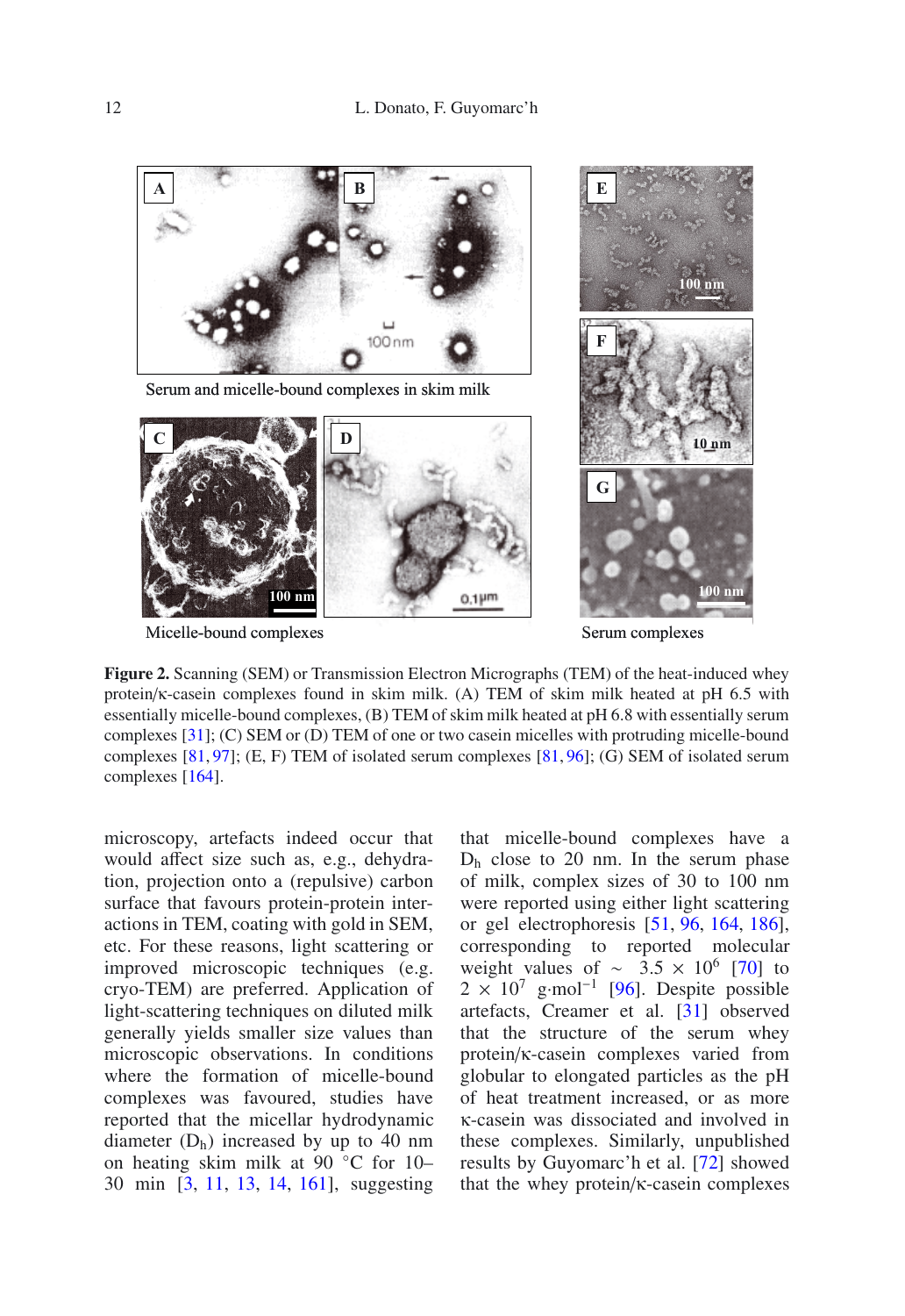Serum and micelle-bound complexes in skim milk

Micelle-bound complexes

Serum complexes

**Figure 2.** Scanning (SEM) or Transmission Electron Micrographs (TEM) of the heat-induced whey protein/κ-casein complexes found in skim milk. (A) TEM of skim milk heated at pH 6.5 with essentially micelle-bound complexes, (B) TEM of skim milk heated at pH 6.8 with essentially serum complexes [31]; (C) SEM or (D) TEM of one or two casein micelles with protruding micelle-bound complexes [81, 97]; (E, F) TEM of isolated serum complexes [81, 96]; (G) SEM of isolated serum complexes [164].

microscopy, artefacts indeed occur that would affect size such as, e.g., dehydration, projection onto a (repulsive) carbon surface that favours protein-protein interactions in TEM, coating with gold in SEM, etc. For these reasons, light scattering or improved microscopic techniques (e.g. cryo-TEM) are preferred. Application of light-scattering techniques on diluted milk generally yields smaller size values than microscopic observations. In conditions where the formation of micelle-bound complexes was favoured, studies have reported that the micellar hydrodynamic diameter ($D_h$) increased by up to 40 nm on heating skim milk at 90 °C for 10–30 min [3, 11, 13, 14, 161], suggesting that micelle-bound complexes have a $D_h$ close to 20 nm. In the serum phase of milk, complex sizes of 30 to 100 nm were reported using either light scattering or gel electrophoresis [51, 96, 164, 186], corresponding to reported molecular weight values of ~ $3.5 \times 10^6$ [70] to $2 \times 10^7$ g·mol$^{-1}$ [96]. Despite possible artefacts, Creamer et al. [31] observed that the structure of the serum whey protein/κ-casein complexes varied from globular to elongated particles as the pH of heat treatment increased, or as more κ-casein was dissociated and involved in these complexes. Similarly, unpublished results by Guyomarc'h et al. [72] showed that the whey protein/κ-casein complexes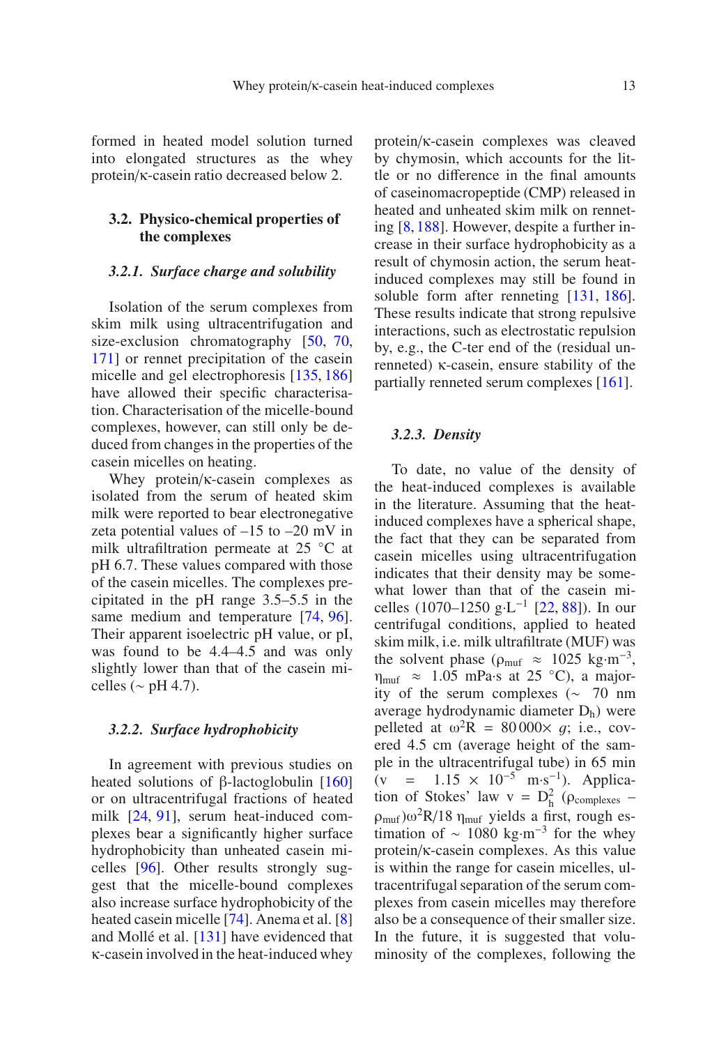formed in heated model solution turned into elongated structures as the whey protein/κ-casein ratio decreased below 2.

## 3.2. Physico-chemical properties of the complexes

### *3.2.1. Surface charge and solubility*

Isolation of the serum complexes from skim milk using ultracentrifugation and size-exclusion chromatography [50, 70, 171] or rennet precipitation of the casein micelle and gel electrophoresis [135, 186] have allowed their specific characterisation. Characterisation of the micelle-bound complexes, however, can still only be deduced from changes in the properties of the casein micelles on heating.

Whey protein/κ-casein complexes as isolated from the serum of heated skim milk were reported to bear electronegative zeta potential values of –15 to –20 mV in milk ultrafiltration permeate at 25 °C at pH 6.7. These values compared with those of the casein micelles. The complexes precipitated in the pH range 3.5–5.5 in the same medium and temperature [74, 96]. Their apparent isoelectric pH value, or pI, was found to be 4.4–4.5 and was only slightly lower than that of the casein micelles (∼ pH 4.7).

### *3.2.2. Surface hydrophobicity*

In agreement with previous studies on heated solutions of β-lactoglobulin [160] or on ultracentrifugal fractions of heated milk [24, 91], serum heat-induced complexes bear a significantly higher surface hydrophobicity than unheated casein micelles [96]. Other results strongly suggest that the micelle-bound complexes also increase surface hydrophobicity of the heated casein micelle [74]. Anema et al. [8] and Mollé et al. [131] have evidenced that κ-casein involved in the heat-induced whey protein/κ-casein complexes was cleaved by chymosin, which accounts for the little or no difference in the final amounts of caseinomacropeptide (CMP) released in heated and unheated skim milk on renneting [8, 188]. However, despite a further increase in their surface hydrophobicity as a result of chymosin action, the serum heat-induced complexes may still be found in soluble form after renneting [131, 186]. These results indicate that strong repulsive interactions, such as electrostatic repulsion by, e.g., the C-ter end of the (residual unrenneted) κ-casein, ensure stability of the partially renneted serum complexes [161].

### *3.2.3. Density*

To date, no value of the density of the heat-induced complexes is available in the literature. Assuming that the heat-induced complexes have a spherical shape, the fact that they can be separated from casein micelles using ultracentrifugation indicates that their density may be somewhat lower than that of the casein micelles (1070–1250 $g \cdot L^{-1}$ [22, 88]). In our centrifugal conditions, applied to heated skim milk, i.e. milk ultrafiltrate (MUF) was the solvent phase ($\rho_{muf} \approx 1025$ $kg \cdot m^{-3}$, $\eta_{muf} \approx 1.05$ mPa·s at 25 °C), a majority of the serum complexes (∼ 70 nm average hydrodynamic diameter $D_h$) were pelleted at $\omega^2 R = 80\,000\times\, g$; i.e., covered 4.5 cm (average height of the sample in the ultracentrifugal tube) in 65 min ($v = 1.15 \times 10^{-5}$ $m \cdot s^{-1}$). Application of Stokes' law $v = D_h^2 (\rho_{complexes} - \rho_{muf})\omega^2 R / 18\, \eta_{muf}$ yields a first, rough estimation of ∼ 1080 $kg \cdot m^{-3}$ for the whey protein/κ-casein complexes. As this value is within the range for casein micelles, ultracentrifugal separation of the serum complexes from casein micelles may therefore also be a consequence of their smaller size. In the future, it is suggested that voluminosity of the complexes, following the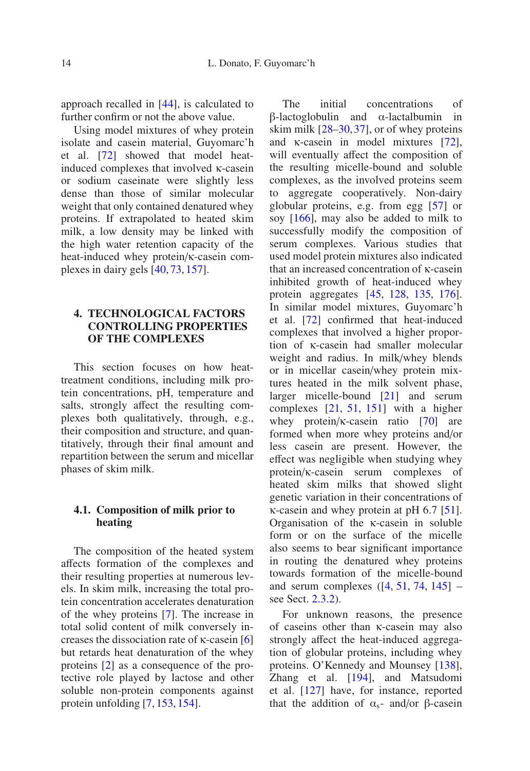approach recalled in [44], is calculated to further confirm or not the above value.

Using model mixtures of whey protein isolate and casein material, Guyomarc'h et al. [72] showed that model heat-induced complexes that involved κ-casein or sodium caseinate were slightly less dense than those of similar molecular weight that only contained denatured whey proteins. If extrapolated to heated skim milk, a low density may be linked with the high water retention capacity of the heat-induced whey protein/κ-casein complexes in dairy gels [40, 73, 157].

## 4. TECHNOLOGICAL FACTORS CONTROLLING PROPERTIES OF THE COMPLEXES

This section focuses on how heat-treatment conditions, including milk protein concentrations, pH, temperature and salts, strongly affect the resulting complexes both qualitatively, through, e.g., their composition and structure, and quantitatively, through their final amount and repartition between the serum and micellar phases of skim milk.

### 4.1. Composition of milk prior to heating

The composition of the heated system affects formation of the complexes and their resulting properties at numerous levels. In skim milk, increasing the total protein concentration accelerates denaturation of the whey proteins [7]. The increase in total solid content of milk conversely increases the dissociation rate of κ-casein [6] but retards heat denaturation of the whey proteins [2] as a consequence of the protective role played by lactose and other soluble non-protein components against protein unfolding [7, 153, 154].

The initial concentrations of β-lactoglobulin and α-lactalbumin in skim milk [28–30, 37], or of whey proteins and κ-casein in model mixtures [72], will eventually affect the composition of the resulting micelle-bound and soluble complexes, as the involved proteins seem to aggregate cooperatively. Non-dairy globular proteins, e.g. from egg [57] or soy [166], may also be added to milk to successfully modify the composition of serum complexes. Various studies that used model protein mixtures also indicated that an increased concentration of κ-casein inhibited growth of heat-induced whey protein aggregates [45, 128, 135, 176]. In similar model mixtures, Guyomarc'h et al. [72] confirmed that heat-induced complexes that involved a higher proportion of κ-casein had smaller molecular weight and radius. In milk/whey blends or in micellar casein/whey protein mixtures heated in the milk solvent phase, larger micelle-bound [21] and serum complexes [21, 51, 151] with a higher whey protein/κ-casein ratio [70] are formed when more whey proteins and/or less casein are present. However, the effect was negligible when studying whey protein/κ-casein serum complexes of heated skim milks that showed slight genetic variation in their concentrations of κ-casein and whey protein at pH 6.7 [51]. Organisation of the κ-casein in soluble form or on the surface of the micelle also seems to bear significant importance in routing the denatured whey proteins towards formation of the micelle-bound and serum complexes ([4, 51, 74, 145] – see Sect. 2.3.2).

For unknown reasons, the presence of caseins other than κ-casein may also strongly affect the heat-induced aggregation of globular proteins, including whey proteins. O'Kennedy and Mounsey [138], Zhang et al. [194], and Matsudomi et al. [127] have, for instance, reported that the addition of $\alpha_s$- and/or β-casein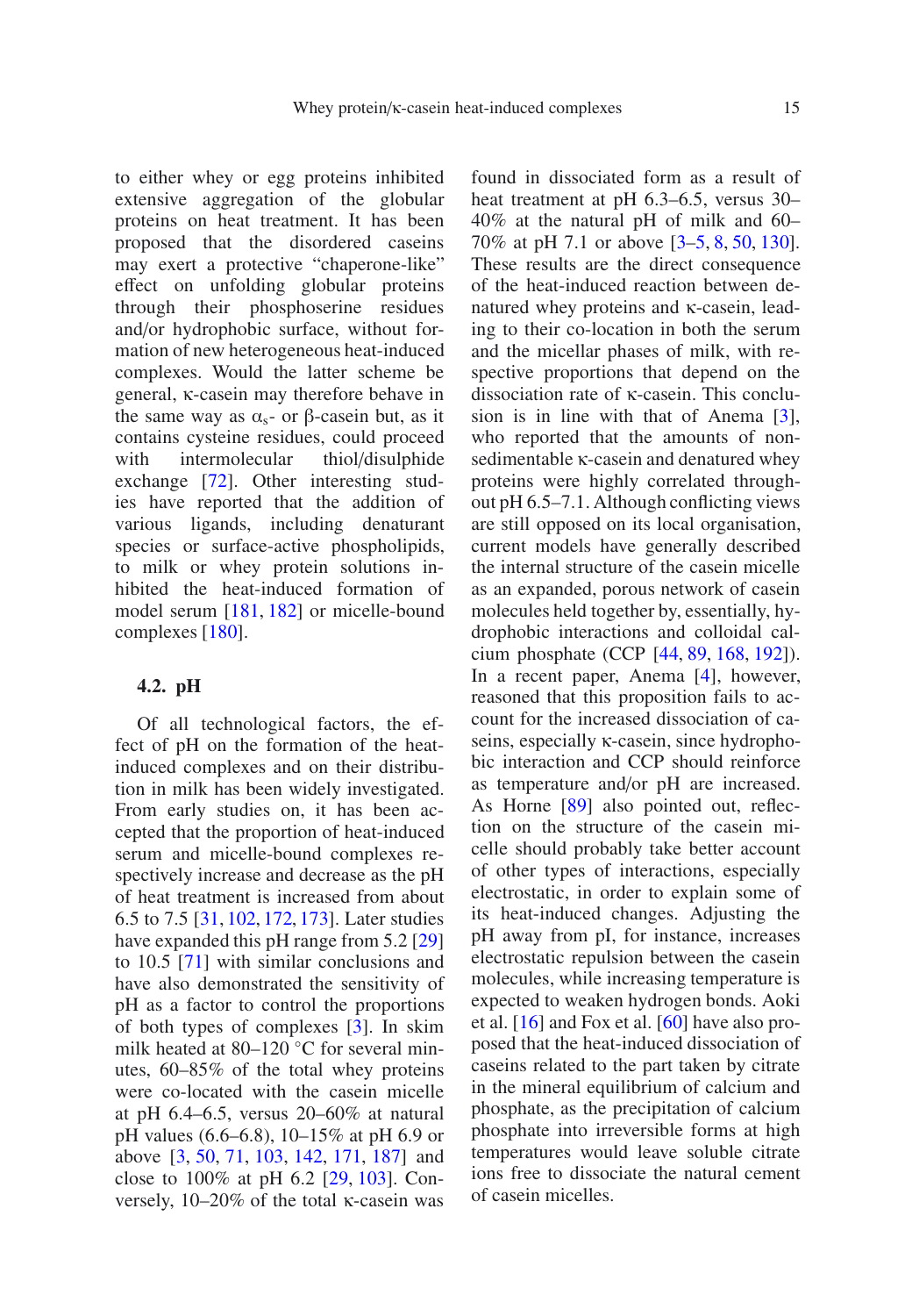to either whey or egg proteins inhibited extensive aggregation of the globular proteins on heat treatment. It has been proposed that the disordered caseins may exert a protective "chaperone-like" effect on unfolding globular proteins through their phosphoserine residues and/or hydrophobic surface, without formation of new heterogeneous heat-induced complexes. Would the latter scheme be general, κ-casein may therefore behave in the same way as $\alpha_s$- or β-casein but, as it contains cysteine residues, could proceed with intermolecular thiol/disulphide exchange [72]. Other interesting studies have reported that the addition of various ligands, including denaturant species or surface-active phospholipids, to milk or whey protein solutions inhibited the heat-induced formation of model serum [181, 182] or micelle-bound complexes [180].

### 4.2. pH

Of all technological factors, the effect of pH on the formation of the heat-induced complexes and on their distribution in milk has been widely investigated. From early studies on, it has been accepted that the proportion of heat-induced serum and micelle-bound complexes respectively increase and decrease as the pH of heat treatment is increased from about 6.5 to 7.5 [31, 102, 172, 173]. Later studies have expanded this pH range from 5.2 [29] to 10.5 [71] with similar conclusions and have also demonstrated the sensitivity of pH as a factor to control the proportions of both types of complexes [3]. In skim milk heated at 80–120 °C for several minutes, 60–85% of the total whey proteins were co-located with the casein micelle at pH 6.4–6.5, versus 20–60% at natural pH values (6.6–6.8), 10–15% at pH 6.9 or above [3, 50, 71, 103, 142, 171, 187] and close to 100% at pH 6.2 [29, 103]. Conversely, 10–20% of the total κ-casein was found in dissociated form as a result of heat treatment at pH 6.3–6.5, versus 30–40% at the natural pH of milk and 60–70% at pH 7.1 or above [3–5, 8, 50, 130]. These results are the direct consequence of the heat-induced reaction between denatured whey proteins and κ-casein, leading to their co-location in both the serum and the micellar phases of milk, with respective proportions that depend on the dissociation rate of κ-casein. This conclusion is in line with that of Anema [3], who reported that the amounts of non-sedimentable κ-casein and denatured whey proteins were highly correlated throughout pH 6.5–7.1. Although conflicting views are still opposed on its local organisation, current models have generally described the internal structure of the casein micelle as an expanded, porous network of casein molecules held together by, essentially, hydrophobic interactions and colloidal calcium phosphate (CCP [44, 89, 168, 192]). In a recent paper, Anema [4], however, reasoned that this proposition fails to account for the increased dissociation of caseins, especially κ-casein, since hydrophobic interaction and CCP should reinforce as temperature and/or pH are increased. As Horne [89] also pointed out, reflection on the structure of the casein micelle should probably take better account of other types of interactions, especially electrostatic, in order to explain some of its heat-induced changes. Adjusting the pH away from pI, for instance, increases electrostatic repulsion between the casein molecules, while increasing temperature is expected to weaken hydrogen bonds. Aoki et al. [16] and Fox et al. [60] have also proposed that the heat-induced dissociation of caseins related to the part taken by citrate in the mineral equilibrium of calcium and phosphate, as the precipitation of calcium phosphate into irreversible forms at high temperatures would leave soluble citrate ions free to dissociate the natural cement of casein micelles.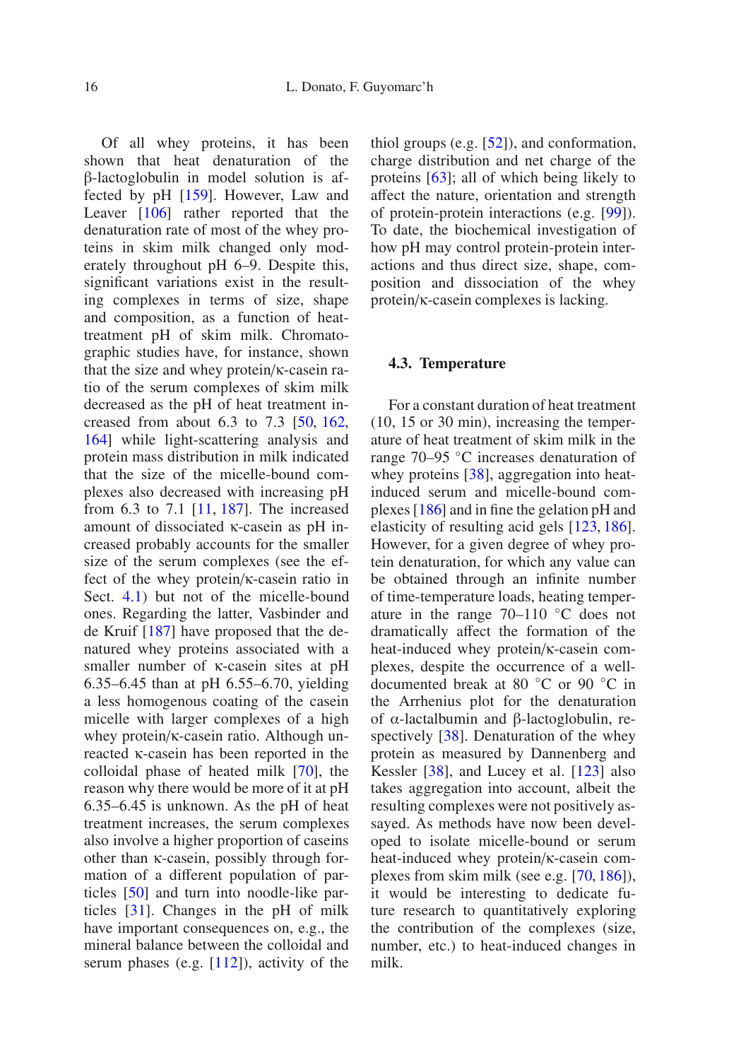Of all whey proteins, it has been shown that heat denaturation of the β-lactoglobulin in model solution is affected by pH [159]. However, Law and Leaver [106] rather reported that the denaturation rate of most of the whey proteins in skim milk changed only moderately throughout pH 6–9. Despite this, significant variations exist in the resulting complexes in terms of size, shape and composition, as a function of heat-treatment pH of skim milk. Chromatographic studies have, for instance, shown that the size and whey protein/κ-casein ratio of the serum complexes of skim milk decreased as the pH of heat treatment increased from about 6.3 to 7.3 [50, 162, 164] while light-scattering analysis and protein mass distribution in milk indicated that the size of the micelle-bound complexes also decreased with increasing pH from 6.3 to 7.1 [11, 187]. The increased amount of dissociated κ-casein as pH increased probably accounts for the smaller size of the serum complexes (see the effect of the whey protein/κ-casein ratio in Sect. 4.1) but not of the micelle-bound ones. Regarding the latter, Vasbinder and de Kruif [187] have proposed that the denatured whey proteins associated with a smaller number of κ-casein sites at pH 6.35–6.45 than at pH 6.55–6.70, yielding a less homogenous coating of the casein micelle with larger complexes of a high whey protein/κ-casein ratio. Although unreacted κ-casein has been reported in the colloidal phase of heated milk [70], the reason why there would be more of it at pH 6.35–6.45 is unknown. As the pH of heat treatment increases, the serum complexes also involve a higher proportion of caseins other than κ-casein, possibly through formation of a different population of particles [50] and turn into noodle-like particles [31]. Changes in the pH of milk have important consequences on, e.g., the mineral balance between the colloidal and serum phases (e.g. [112]), activity of the thiol groups (e.g. [52]), and conformation, charge distribution and net charge of the proteins [63]; all of which being likely to affect the nature, orientation and strength of protein-protein interactions (e.g. [99]). To date, the biochemical investigation of how pH may control protein-protein interactions and thus direct size, shape, composition and dissociation of the whey protein/κ-casein complexes is lacking.

### 4.3. Temperature

For a constant duration of heat treatment (10, 15 or 30 min), increasing the temperature of heat treatment of skim milk in the range 70–95 °C increases denaturation of whey proteins [38], aggregation into heat-induced serum and micelle-bound complexes [186] and in fine the gelation pH and elasticity of resulting acid gels [123, 186]. However, for a given degree of whey protein denaturation, for which any value can be obtained through an infinite number of time-temperature loads, heating temperature in the range 70–110 °C does not dramatically affect the formation of the heat-induced whey protein/κ-casein complexes, despite the occurrence of a well-documented break at 80 °C or 90 °C in the Arrhenius plot for the denaturation of α-lactalbumin and β-lactoglobulin, respectively [38]. Denaturation of the whey protein as measured by Dannenberg and Kessler [38], and Lucey et al. [123] also takes aggregation into account, albeit the resulting complexes were not positively assayed. As methods have now been developed to isolate micelle-bound or serum heat-induced whey protein/κ-casein complexes from skim milk (see e.g. [70, 186]), it would be interesting to dedicate future research to quantitatively exploring the contribution of the complexes (size, number, etc.) to heat-induced changes in milk.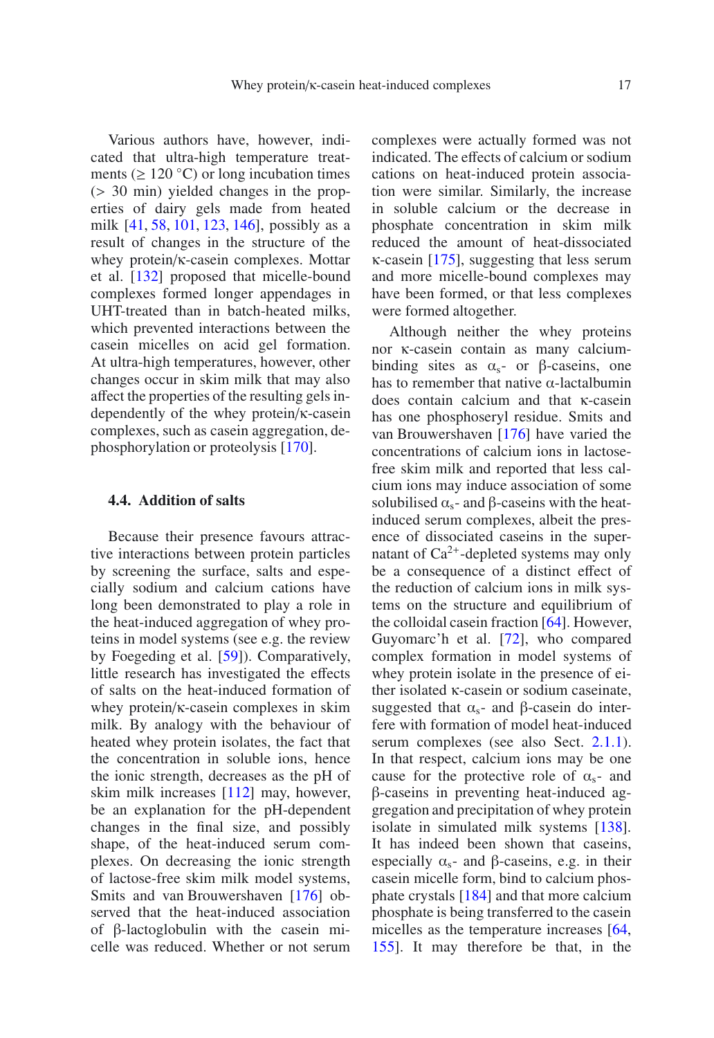Various authors have, however, indicated that ultra-high temperature treatments (≥ 120 °C) or long incubation times (> 30 min) yielded changes in the properties of dairy gels made from heated milk [41, 58, 101, 123, 146], possibly as a result of changes in the structure of the whey protein/κ-casein complexes. Mottar et al. [132] proposed that micelle-bound complexes formed longer appendages in UHT-treated than in batch-heated milks, which prevented interactions between the casein micelles on acid gel formation. At ultra-high temperatures, however, other changes occur in skim milk that may also affect the properties of the resulting gels independently of the whey protein/κ-casein complexes, such as casein aggregation, dephosphorylation or proteolysis [170].

### 4.4. Addition of salts

Because their presence favours attractive interactions between protein particles by screening the surface, salts and especially sodium and calcium cations have long been demonstrated to play a role in the heat-induced aggregation of whey proteins in model systems (see e.g. the review by Foegeding et al. [59]). Comparatively, little research has investigated the effects of salts on the heat-induced formation of whey protein/κ-casein complexes in skim milk. By analogy with the behaviour of heated whey protein isolates, the fact that the concentration in soluble ions, hence the ionic strength, decreases as the pH of skim milk increases [112] may, however, be an explanation for the pH-dependent changes in the final size, and possibly shape, of the heat-induced serum complexes. On decreasing the ionic strength of lactose-free skim milk model systems, Smits and van Brouwershaven [176] observed that the heat-induced association of β-lactoglobulin with the casein micelle was reduced. Whether or not serum complexes were actually formed was not indicated. The effects of calcium or sodium cations on heat-induced protein association were similar. Similarly, the increase in soluble calcium or the decrease in phosphate concentration in skim milk reduced the amount of heat-dissociated κ-casein [175], suggesting that less serum and more micelle-bound complexes may have been formed, or that less complexes were formed altogether.

Although neither the whey proteins nor κ-casein contain as many calcium-binding sites as $\alpha_s$- or β-caseins, one has to remember that native α-lactalbumin does contain calcium and that κ-casein has one phosphoseryl residue. Smits and van Brouwershaven [176] have varied the concentrations of calcium ions in lactose-free skim milk and reported that less calcium ions may induce association of some solubilised $\alpha_s$- and β-caseins with the heat-induced serum complexes, albeit the presence of dissociated caseins in the supernatant of $Ca^{2+}$-depleted systems may only be a consequence of a distinct effect of the reduction of calcium ions in milk systems on the structure and equilibrium of the colloidal casein fraction [64]. However, Guyomarc'h et al. [72], who compared complex formation in model systems of whey protein isolate in the presence of either isolated κ-casein or sodium caseinate, suggested that $\alpha_s$- and β-casein do interfere with formation of model heat-induced serum complexes (see also Sect. 2.1.1). In that respect, calcium ions may be one cause for the protective role of $\alpha_s$- and β-caseins in preventing heat-induced aggregation and precipitation of whey protein isolate in simulated milk systems [138]. It has indeed been shown that caseins, especially $\alpha_s$- and β-caseins, e.g. in their casein micelle form, bind to calcium phosphate crystals [184] and that more calcium phosphate is being transferred to the casein micelles as the temperature increases [64, 155]. It may therefore be that, in the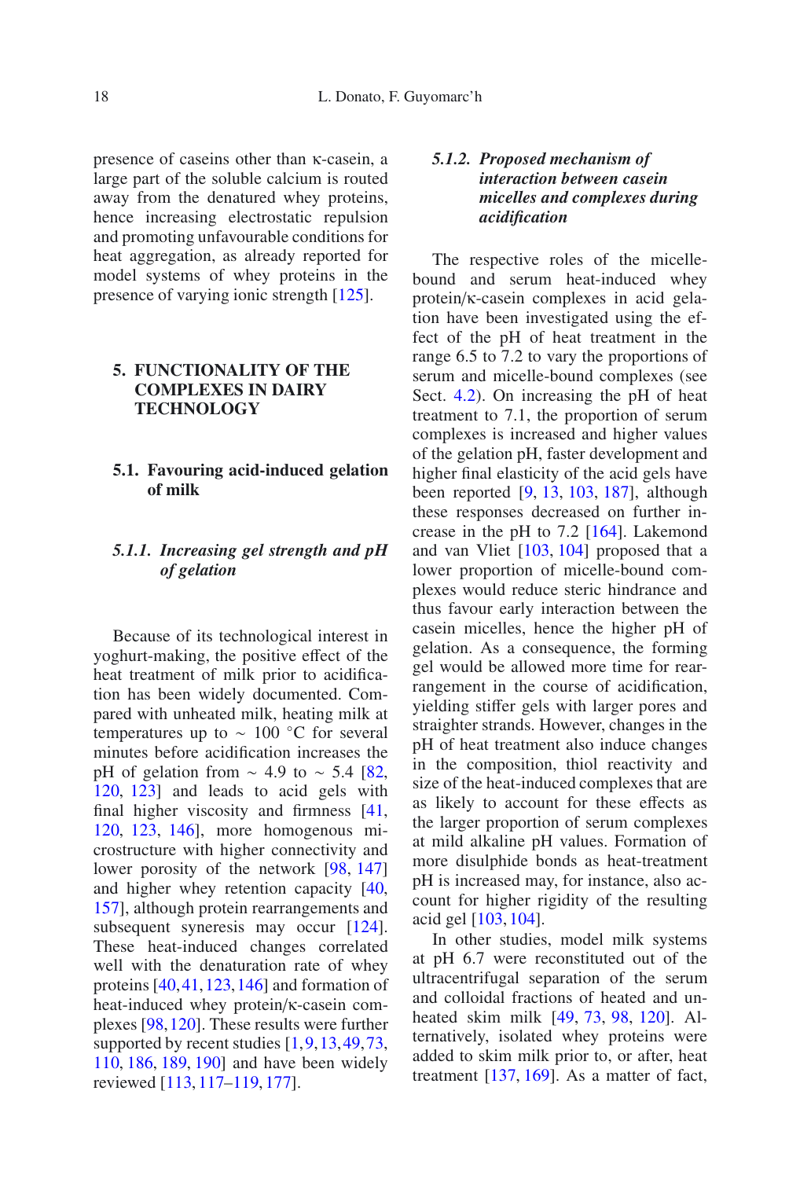presence of caseins other than κ-casein, a large part of the soluble calcium is routed away from the denatured whey proteins, hence increasing electrostatic repulsion and promoting unfavourable conditions for heat aggregation, as already reported for model systems of whey proteins in the presence of varying ionic strength [125].

## 5. FUNCTIONALITY OF THE COMPLEXES IN DAIRY TECHNOLOGY

### 5.1. Favouring acid-induced gelation of milk

#### *5.1.1. Increasing gel strength and pH of gelation*

Because of its technological interest in yoghurt-making, the positive effect of the heat treatment of milk prior to acidification has been widely documented. Compared with unheated milk, heating milk at temperatures up to ∼ 100 °C for several minutes before acidification increases the pH of gelation from ∼ 4.9 to ∼ 5.4 [82, 120, 123] and leads to acid gels with final higher viscosity and firmness [41, 120, 123, 146], more homogenous microstructure with higher connectivity and lower porosity of the network [98, 147] and higher whey retention capacity [40, 157], although protein rearrangements and subsequent syneresis may occur [124]. These heat-induced changes correlated well with the denaturation rate of whey proteins [40, 41, 123, 146] and formation of heat-induced whey protein/κ-casein complexes [98, 120]. These results were further supported by recent studies [1, 9, 13, 49, 73, 110, 186, 189, 190] and have been widely reviewed [113, 117–119, 177].

#### *5.1.2. Proposed mechanism of interaction between casein micelles and complexes during acidification*

The respective roles of the micelle-bound and serum heat-induced whey protein/κ-casein complexes in acid gelation have been investigated using the effect of the pH of heat treatment in the range 6.5 to 7.2 to vary the proportions of serum and micelle-bound complexes (see Sect. 4.2). On increasing the pH of heat treatment to 7.1, the proportion of serum complexes is increased and higher values of the gelation pH, faster development and higher final elasticity of the acid gels have been reported [9, 13, 103, 187], although these responses decreased on further increase in the pH to 7.2 [164]. Lakemond and van Vliet [103, 104] proposed that a lower proportion of micelle-bound complexes would reduce steric hindrance and thus favour early interaction between the casein micelles, hence the higher pH of gelation. As a consequence, the forming gel would be allowed more time for rearrangement in the course of acidification, yielding stiffer gels with larger pores and straighter strands. However, changes in the pH of heat treatment also induce changes in the composition, thiol reactivity and size of the heat-induced complexes that are as likely to account for these effects as the larger proportion of serum complexes at mild alkaline pH values. Formation of more disulphide bonds as heat-treatment pH is increased may, for instance, also account for higher rigidity of the resulting acid gel [103, 104].

In other studies, model milk systems at pH 6.7 were reconstituted out of the ultracentrifugal separation of the serum and colloidal fractions of heated and unheated skim milk [49, 73, 98, 120]. Alternatively, isolated whey proteins were added to skim milk prior to, or after, heat treatment [137, 169]. As a matter of fact,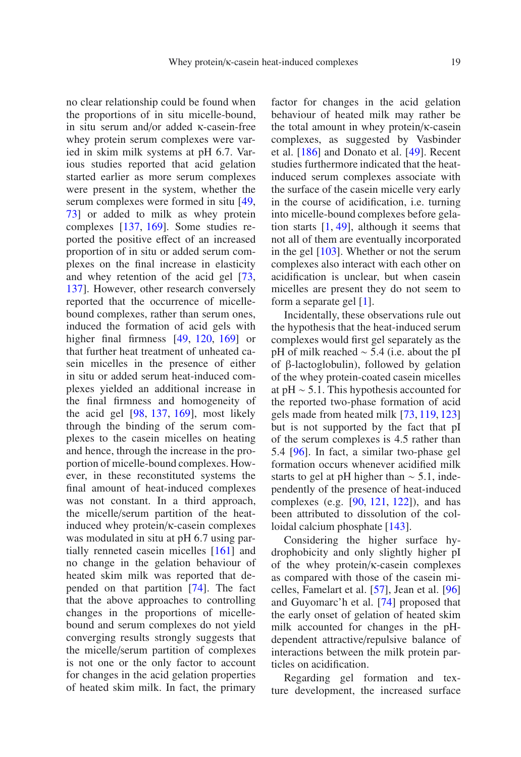no clear relationship could be found when the proportions of in situ micelle-bound, in situ serum and/or added κ-casein-free whey protein serum complexes were varied in skim milk systems at pH 6.7. Various studies reported that acid gelation started earlier as more serum complexes were present in the system, whether the serum complexes were formed in situ [49, 73] or added to milk as whey protein complexes [137, 169]. Some studies reported the positive effect of an increased proportion of in situ or added serum complexes on the final increase in elasticity and whey retention of the acid gel [73, 137]. However, other research conversely reported that the occurrence of micelle-bound complexes, rather than serum ones, induced the formation of acid gels with higher final firmness [49, 120, 169] or that further heat treatment of unheated casein micelles in the presence of either in situ or added serum heat-induced complexes yielded an additional increase in the final firmness and homogeneity of the acid gel [98, 137, 169], most likely through the binding of the serum complexes to the casein micelles on heating and hence, through the increase in the proportion of micelle-bound complexes. However, in these reconstituted systems the final amount of heat-induced complexes was not constant. In a third approach, the micelle/serum partition of the heat-induced whey protein/κ-casein complexes was modulated in situ at pH 6.7 using partially renneted casein micelles [161] and no change in the gelation behaviour of heated skim milk was reported that depended on that partition [74]. The fact that the above approaches to controlling changes in the proportions of micelle-bound and serum complexes do not yield converging results strongly suggests that the micelle/serum partition of complexes is not one or the only factor to account for changes in the acid gelation properties of heated skim milk. In fact, the primary factor for changes in the acid gelation behaviour of heated milk may rather be the total amount in whey protein/κ-casein complexes, as suggested by Vasbinder et al. [186] and Donato et al. [49]. Recent studies furthermore indicated that the heat-induced serum complexes associate with the surface of the casein micelle very early in the course of acidification, i.e. turning into micelle-bound complexes before gelation starts [1, 49], although it seems that not all of them are eventually incorporated in the gel [103]. Whether or not the serum complexes also interact with each other on acidification is unclear, but when casein micelles are present they do not seem to form a separate gel [1].

Incidentally, these observations rule out the hypothesis that the heat-induced serum complexes would first gel separately as the pH of milk reached ~ 5.4 (i.e. about the pI of β-lactoglobulin), followed by gelation of the whey protein-coated casein micelles at pH ~ 5.1. This hypothesis accounted for the reported two-phase formation of acid gels made from heated milk [73, 119, 123] but is not supported by the fact that pI of the serum complexes is 4.5 rather than 5.4 [96]. In fact, a similar two-phase gel formation occurs whenever acidified milk starts to gel at pH higher than ~ 5.1, independently of the presence of heat-induced complexes (e.g. [90, 121, 122]), and has been attributed to dissolution of the colloidal calcium phosphate [143].

Considering the higher surface hydrophobicity and only slightly higher pI of the whey protein/κ-casein complexes as compared with those of the casein micelles, Famelart et al. [57], Jean et al. [96] and Guyomarc'h et al. [74] proposed that the early onset of gelation of heated skim milk accounted for changes in the pH-dependent attractive/repulsive balance of interactions between the milk protein particles on acidification.

Regarding gel formation and texture development, the increased surface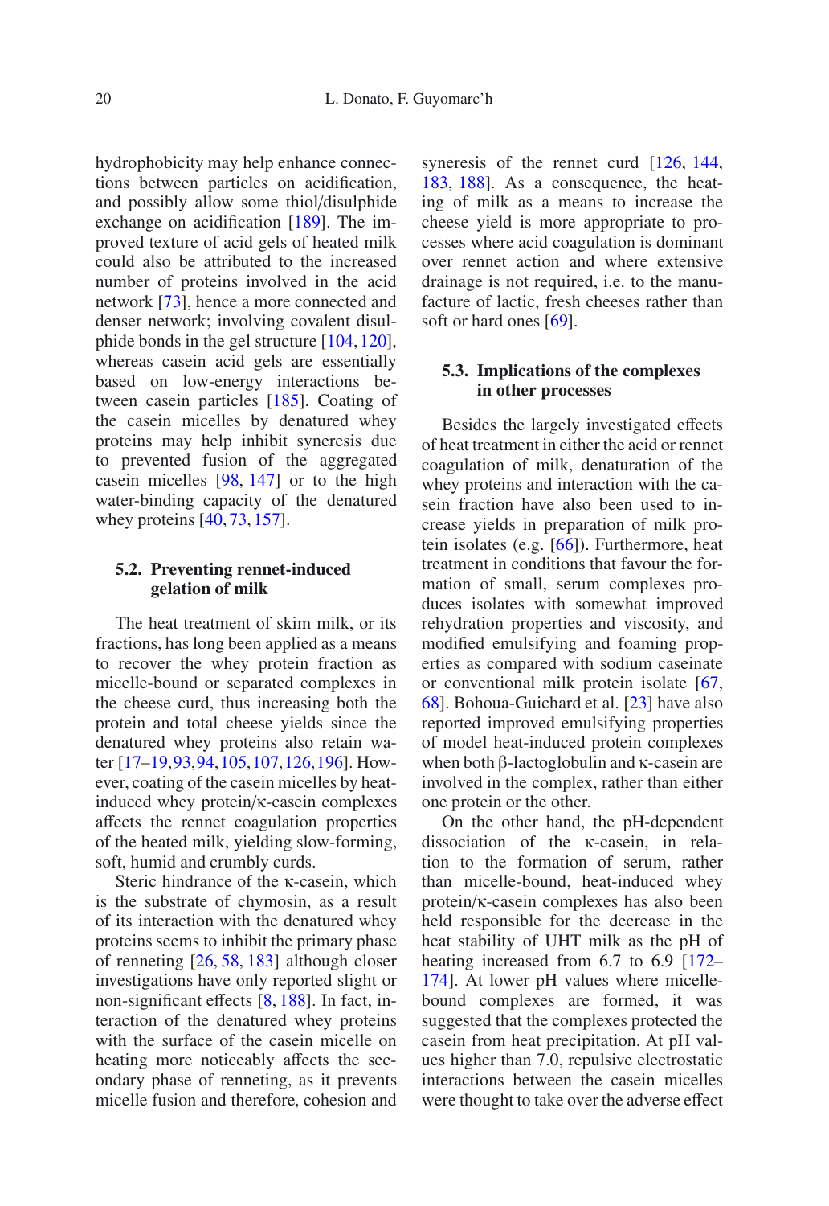hydrophobicity may help enhance connections between particles on acidification, and possibly allow some thiol/disulphide exchange on acidification [189]. The improved texture of acid gels of heated milk could also be attributed to the increased number of proteins involved in the acid network [73], hence a more connected and denser network; involving covalent disulphide bonds in the gel structure [104, 120], whereas casein acid gels are essentially based on low-energy interactions between casein particles [185]. Coating of the casein micelles by denatured whey proteins may help inhibit syneresis due to prevented fusion of the aggregated casein micelles [98, 147] or to the high water-binding capacity of the denatured whey proteins [40, 73, 157].

### 5.2. Preventing rennet-induced gelation of milk

The heat treatment of skim milk, or its fractions, has long been applied as a means to recover the whey protein fraction as micelle-bound or separated complexes in the cheese curd, thus increasing both the protein and total cheese yields since the denatured whey proteins also retain water [17–19, 93, 94, 105, 107, 126, 196]. However, coating of the casein micelles by heat-induced whey protein/κ-casein complexes affects the rennet coagulation properties of the heated milk, yielding slow-forming, soft, humid and crumbly curds.

Steric hindrance of the κ-casein, which is the substrate of chymosin, as a result of its interaction with the denatured whey proteins seems to inhibit the primary phase of renneting [26, 58, 183] although closer investigations have only reported slight or non-significant effects [8, 188]. In fact, interaction of the denatured whey proteins with the surface of the casein micelle on heating more noticeably affects the secondary phase of renneting, as it prevents micelle fusion and therefore, cohesion and syneresis of the rennet curd [126, 144, 183, 188]. As a consequence, the heating of milk as a means to increase the cheese yield is more appropriate to processes where acid coagulation is dominant over rennet action and where extensive drainage is not required, i.e. to the manufacture of lactic, fresh cheeses rather than soft or hard ones [69].

### 5.3. Implications of the complexes in other processes

Besides the largely investigated effects of heat treatment in either the acid or rennet coagulation of milk, denaturation of the whey proteins and interaction with the casein fraction have also been used to increase yields in preparation of milk protein isolates (e.g. [66]). Furthermore, heat treatment in conditions that favour the formation of small, serum complexes produces isolates with somewhat improved rehydration properties and viscosity, and modified emulsifying and foaming properties as compared with sodium caseinate or conventional milk protein isolate [67, 68]. Bohoua-Guichard et al. [23] have also reported improved emulsifying properties of model heat-induced protein complexes when both β-lactoglobulin and κ-casein are involved in the complex, rather than either one protein or the other.

On the other hand, the pH-dependent dissociation of the κ-casein, in relation to the formation of serum, rather than micelle-bound, heat-induced whey protein/κ-casein complexes has also been held responsible for the decrease in the heat stability of UHT milk as the pH of heating increased from 6.7 to 6.9 [172–174]. At lower pH values where micelle-bound complexes are formed, it was suggested that the complexes protected the casein from heat precipitation. At pH values higher than 7.0, repulsive electrostatic interactions between the casein micelles were thought to take over the adverse effect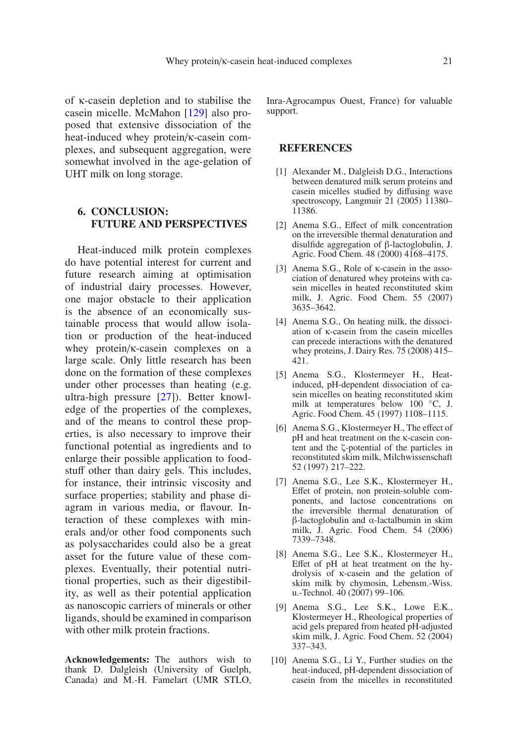of κ-casein depletion and to stabilise the casein micelle. McMahon [129] also proposed that extensive dissociation of the heat-induced whey protein/κ-casein complexes, and subsequent aggregation, were somewhat involved in the age-gelation of UHT milk on long storage.

## 6. CONCLUSION: FUTURE AND PERSPECTIVES

Heat-induced milk protein complexes do have potential interest for current and future research aiming at optimisation of industrial dairy processes. However, one major obstacle to their application is the absence of an economically sustainable process that would allow isolation or production of the heat-induced whey protein/κ-casein complexes on a large scale. Only little research has been done on the formation of these complexes under other processes than heating (e.g. ultra-high pressure [27]). Better knowledge of the properties of the complexes, and of the means to control these properties, is also necessary to improve their functional potential as ingredients and to enlarge their possible application to foodstuff other than dairy gels. This includes, for instance, their intrinsic viscosity and surface properties; stability and phase diagram in various media, or flavour. Interaction of these complexes with minerals and/or other food components such as polysaccharides could also be a great asset for the future value of these complexes. Eventually, their potential nutritional properties, such as their digestibility, as well as their potential application as nanoscopic carriers of minerals or other ligands, should be examined in comparison with other milk protein fractions.

**Acknowledgements:** The authors wish to thank D. Dalgleish (University of Guelph, Canada) and M.-H. Famelart (UMR STLO, Inra-Agrocampus Ouest, France) for valuable support.

## REFERENCES

[1] Alexander M., Dalgleish D.G., Interactions between denatured milk serum proteins and casein micelles studied by diffusing wave spectroscopy, Langmuir 21 (2005) 11380–11386.

[2] Anema S.G., Effect of milk concentration on the irreversible thermal denaturation and disulfide aggregation of β-lactoglobulin, J. Agric. Food Chem. 48 (2000) 4168–4175.

[3] Anema S.G., Role of κ-casein in the association of denatured whey proteins with casein micelles in heated reconstituted skim milk, J. Agric. Food Chem. 55 (2007) 3635–3642.

[4] Anema S.G., On heating milk, the dissociation of κ-casein from the casein micelles can precede interactions with the denatured whey proteins, J. Dairy Res. 75 (2008) 415–421.

[5] Anema S.G., Klostermeyer H., Heat-induced, pH-dependent dissociation of casein micelles on heating reconstituted skim milk at temperatures below 100 °C, J. Agric. Food Chem. 45 (1997) 1108–1115.

[6] Anema S.G., Klostermeyer H., The effect of pH and heat treatment on the κ-casein content and the ζ-potential of the particles in reconstituted skim milk, Milchwissenschaft 52 (1997) 217–222.

[7] Anema S.G., Lee S.K., Klostermeyer H., Effet of protein, non protein-soluble components, and lactose concentrations on the irreversible thermal denaturation of β-lactoglobulin and α-lactalbumin in skim milk, J. Agric. Food Chem. 54 (2006) 7339–7348.

[8] Anema S.G., Lee S.K., Klostermeyer H., Effet of pH at heat treatment on the hydrolysis of κ-casein and the gelation of skim milk by chymosin, Lebensm.-Wiss. u.-Technol. 40 (2007) 99–106.

[9] Anema S.G., Lee S.K., Lowe E.K., Klostermeyer H., Rheological properties of acid gels prepared from heated pH-adjusted skim milk, J. Agric. Food Chem. 52 (2004) 337–343.

[10] Anema S.G., Li Y., Further studies on the heat-induced, pH-dependent dissociation of casein from the micelles in reconstituted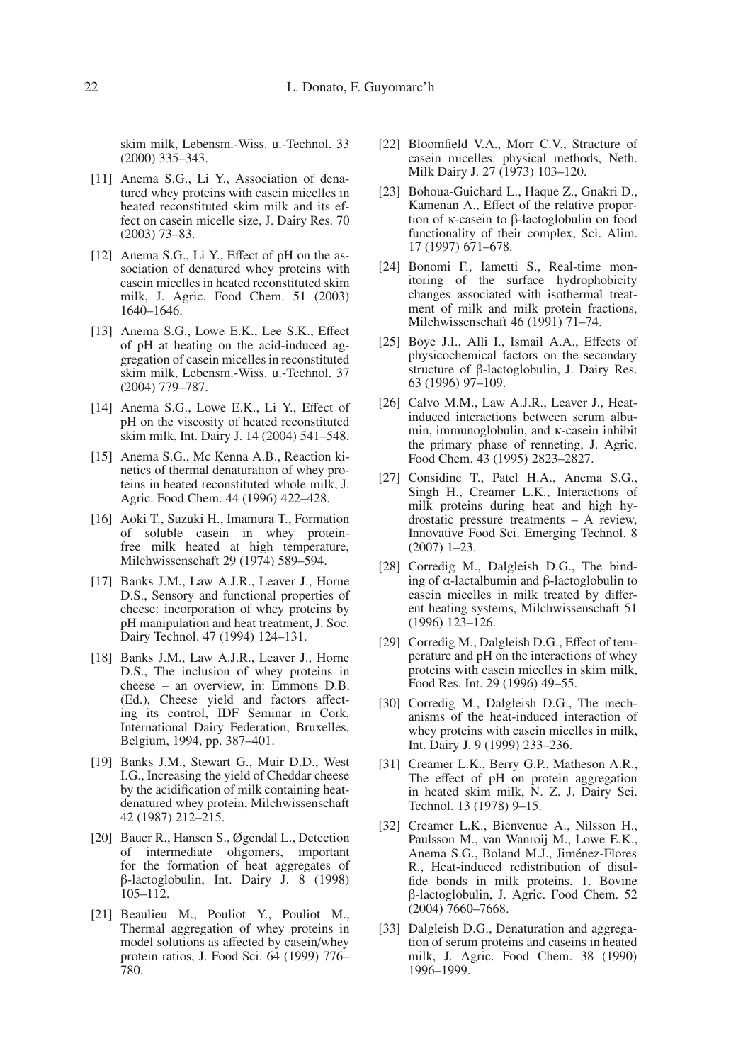skim milk, Lebensm.-Wiss. u.-Technol. 33 (2000) 335–343.

[11] Anema S.G., Li Y., Association of denatured whey proteins with casein micelles in heated reconstituted skim milk and its effect on casein micelle size, J. Dairy Res. 70 (2003) 73–83.

[12] Anema S.G., Li Y., Effect of pH on the association of denatured whey proteins with casein micelles in heated reconstituted skim milk, J. Agric. Food Chem. 51 (2003) 1640–1646.

[13] Anema S.G., Lowe E.K., Lee S.K., Effect of pH at heating on the acid-induced aggregation of casein micelles in reconstituted skim milk, Lebensm.-Wiss. u.-Technol. 37 (2004) 779–787.

[14] Anema S.G., Lowe E.K., Li Y., Effect of pH on the viscosity of heated reconstituted skim milk, Int. Dairy J. 14 (2004) 541–548.

[15] Anema S.G., Mc Kenna A.B., Reaction kinetics of thermal denaturation of whey proteins in heated reconstituted whole milk, J. Agric. Food Chem. 44 (1996) 422–428.

[16] Aoki T., Suzuki H., Imamura T., Formation of soluble casein in whey protein-free milk heated at high temperature, Milchwissenschaft 29 (1974) 589–594.

[17] Banks J.M., Law A.J.R., Leaver J., Horne D.S., Sensory and functional properties of cheese: incorporation of whey proteins by pH manipulation and heat treatment, J. Soc. Dairy Technol. 47 (1994) 124–131.

[18] Banks J.M., Law A.J.R., Leaver J., Horne D.S., The inclusion of whey proteins in cheese – an overview, in: Emmons D.B. (Ed.), Cheese yield and factors affecting its control, IDF Seminar in Cork, International Dairy Federation, Bruxelles, Belgium, 1994, pp. 387–401.

[19] Banks J.M., Stewart G., Muir D.D., West I.G., Increasing the yield of Cheddar cheese by the acidification of milk containing heat-denatured whey protein, Milchwissenschaft 42 (1987) 212–215.

[20] Bauer R., Hansen S., Øgendal L., Detection of intermediate oligomers, important for the formation of heat aggregates of β-lactoglobulin, Int. Dairy J. 8 (1998) 105–112.

[21] Beaulieu M., Pouliot Y., Pouliot M., Thermal aggregation of whey proteins in model solutions as affected by casein/whey protein ratios, J. Food Sci. 64 (1999) 776–780.

[22] Bloomfield V.A., Morr C.V., Structure of casein micelles: physical methods, Neth. Milk Dairy J. 27 (1973) 103–120.

[23] Bohoua-Guichard L., Haque Z., Gnakri D., Kamenan A., Effect of the relative proportion of κ-casein to β-lactoglobulin on food functionality of their complex, Sci. Alim. 17 (1997) 671–678.

[24] Bonomi F., Iametti S., Real-time monitoring of the surface hydrophobicity changes associated with isothermal treatment of milk and milk protein fractions, Milchwissenschaft 46 (1991) 71–74.

[25] Boye J.I., Alli I., Ismail A.A., Effects of physicochemical factors on the secondary structure of β-lactoglobulin, J. Dairy Res. 63 (1996) 97–109.

[26] Calvo M.M., Law A.J.R., Leaver J., Heat-induced interactions between serum albumin, immunoglobulin, and κ-casein inhibit the primary phase of renneting, J. Agric. Food Chem. 43 (1995) 2823–2827.

[27] Considine T., Patel H.A., Anema S.G., Singh H., Creamer L.K., Interactions of milk proteins during heat and high hydrostatic pressure treatments – A review, Innovative Food Sci. Emerging Technol. 8 (2007) 1–23.

[28] Corredig M., Dalgleish D.G., The binding of α-lactalbumin and β-lactoglobulin to casein micelles in milk treated by different heating systems, Milchwissenschaft 51 (1996) 123–126.

[29] Corredig M., Dalgleish D.G., Effect of temperature and pH on the interactions of whey proteins with casein micelles in skim milk, Food Res. Int. 29 (1996) 49–55.

[30] Corredig M., Dalgleish D.G., The mechanisms of the heat-induced interaction of whey proteins with casein micelles in milk, Int. Dairy J. 9 (1999) 233–236.

[31] Creamer L.K., Berry G.P., Matheson A.R., The effect of pH on protein aggregation in heated skim milk, N. Z. J. Dairy Sci. Technol. 13 (1978) 9–15.

[32] Creamer L.K., Bienvenue A., Nilsson H., Paulsson M., van Wanroij M., Lowe E.K., Anema S.G., Boland M.J., Jiménez-Flores R., Heat-induced redistribution of disulfide bonds in milk proteins. 1. Bovine β-lactoglobulin, J. Agric. Food Chem. 52 (2004) 7660–7668.

[33] Dalgleish D.G., Denaturation and aggregation of serum proteins and caseins in heated milk, J. Agric. Food Chem. 38 (1990) 1996–1999.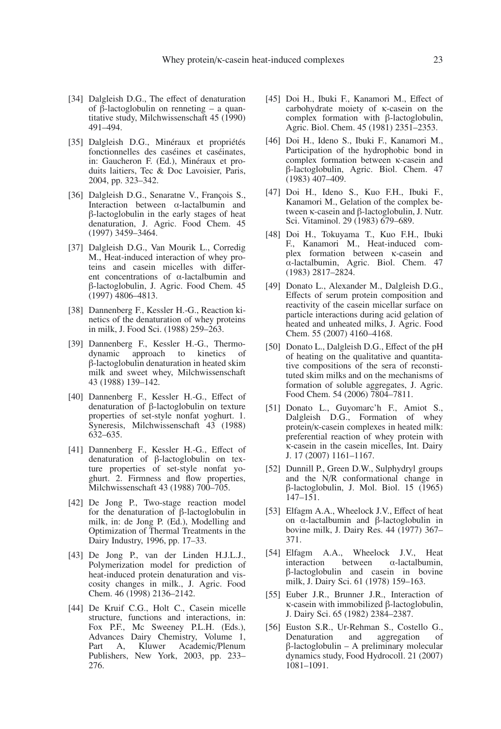[34] Dalgleish D.G., The effect of denaturation of β-lactoglobulin on renneting – a quantitative study, Milchwissenschaft 45 (1990) 491–494.

[35] Dalgleish D.G., Minéraux et propriétés fonctionnelles des caséines et caséinates, in: Gaucheron F. (Ed.), Minéraux et produits laitiers, Tec & Doc Lavoisier, Paris, 2004, pp. 323–342.

[36] Dalgleish D.G., Senaratne V., François S., Interaction between α-lactalbumin and β-lactoglobulin in the early stages of heat denaturation, J. Agric. Food Chem. 45 (1997) 3459–3464.

[37] Dalgleish D.G., Van Mourik L., Corredig M., Heat-induced interaction of whey proteins and casein micelles with different concentrations of α-lactalbumin and β-lactoglobulin, J. Agric. Food Chem. 45 (1997) 4806–4813.

[38] Dannenberg F., Kessler H.-G., Reaction kinetics of the denaturation of whey proteins in milk, J. Food Sci. (1988) 259–263.

[39] Dannenberg F., Kessler H.-G., Thermodynamic approach to kinetics of β-lactoglobulin denaturation in heated skim milk and sweet whey, Milchwissenschaft 43 (1988) 139–142.

[40] Dannenberg F., Kessler H.-G., Effect of denaturation of β-lactoglobulin on texture properties of set-style nonfat yoghurt. 1. Syneresis, Milchwissenschaft 43 (1988) 632–635.

[41] Dannenberg F., Kessler H.-G., Effect of denaturation of β-lactoglobulin on texture properties of set-style nonfat yoghurt. 2. Firmness and flow properties, Milchwissenschaft 43 (1988) 700–705.

[42] De Jong P., Two-stage reaction model for the denaturation of β-lactoglobulin in milk, in: de Jong P. (Ed.), Modelling and Optimization of Thermal Treatments in the Dairy Industry, 1996, pp. 17–33.

[43] De Jong P., van der Linden H.J.L.J., Polymerization model for prediction of heat-induced protein denaturation and viscosity changes in milk., J. Agric. Food Chem. 46 (1998) 2136–2142.

[44] De Kruif C.G., Holt C., Casein micelle structure, functions and interactions, in: Fox P.F., Mc Sweeney P.L.H. (Eds.), Advances Dairy Chemistry, Volume 1, Part A, Kluwer Academic/Plenum Publishers, New York, 2003, pp. 233–276.

[45] Doi H., Ibuki F., Kanamori M., Effect of carbohydrate moiety of κ-casein on the complex formation with β-lactoglobulin, Agric. Biol. Chem. 45 (1981) 2351–2353.

[46] Doi H., Ideno S., Ibuki F., Kanamori M., Participation of the hydrophobic bond in complex formation between κ-casein and β-lactoglobulin, Agric. Biol. Chem. 47 (1983) 407–409.

[47] Doi H., Ideno S., Kuo F.H., Ibuki F., Kanamori M., Gelation of the complex between κ-casein and β-lactoglobulin, J. Nutr. Sci. Vitaminol. 29 (1983) 679–689.

[48] Doi H., Tokuyama T., Kuo F.H., Ibuki F., Kanamori M., Heat-induced complex formation between κ-casein and α-lactalbumin, Agric. Biol. Chem. 47 (1983) 2817–2824.

[49] Donato L., Alexander M., Dalgleish D.G., Effects of serum protein composition and reactivity of the casein micellar surface on particle interactions during acid gelation of heated and unheated milks, J. Agric. Food Chem. 55 (2007) 4160–4168.

[50] Donato L., Dalgleish D.G., Effect of the pH of heating on the qualitative and quantitative compositions of the sera of reconstituted skim milks and on the mechanisms of formation of soluble aggregates, J. Agric. Food Chem. 54 (2006) 7804–7811.

[51] Donato L., Guyomarc'h F., Amiot S., Dalgleish D.G., Formation of whey protein/κ-casein complexes in heated milk: preferential reaction of whey protein with κ-casein in the casein micelles, Int. Dairy J. 17 (2007) 1161–1167.

[52] Dunnill P., Green D.W., Sulphydryl groups and the N/R conformational change in β-lactoglobulin, J. Mol. Biol. 15 (1965) 147–151.

[53] Elfagm A.A., Wheelock J.V., Effect of heat on α-lactalbumin and β-lactoglobulin in bovine milk, J. Dairy Res. 44 (1977) 367–371.

[54] Elfagm A.A., Wheelock J.V., Heat interaction between α-lactalbumin, β-lactoglobulin and casein in bovine milk, J. Dairy Sci. 61 (1978) 159–163.

[55] Euber J.R., Brunner J.R., Interaction of κ-casein with immobilized β-lactoglobulin, J. Dairy Sci. 65 (1982) 2384–2387.

[56] Euston S.R., Ur-Rehman S., Costello G., Denaturation and aggregation of β-lactoglobulin – A preliminary molecular dynamics study, Food Hydrocoll. 21 (2007) 1081–1091.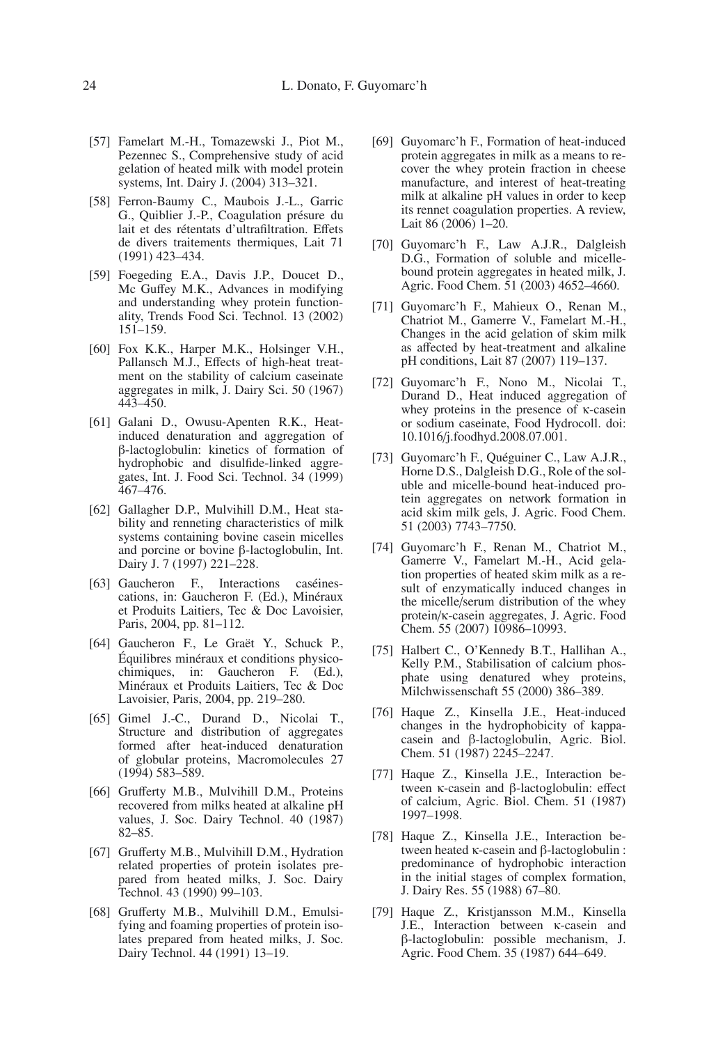[57] Famelart M.-H., Tomazewski J., Piot M., Pezennec S., Comprehensive study of acid gelation of heated milk with model protein systems, Int. Dairy J. (2004) 313–321.

[58] Ferron-Baumy C., Maubois J.-L., Garric G., Quiblier J.-P., Coagulation présure du lait et des rétentats d'ultrafiltration. Effets de divers traitements thermiques, Lait 71 (1991) 423–434.

[59] Foegeding E.A., Davis J.P., Doucet D., Mc Guffey M.K., Advances in modifying and understanding whey protein functionality, Trends Food Sci. Technol. 13 (2002) 151–159.

[60] Fox K.K., Harper M.K., Holsinger V.H., Pallansch M.J., Effects of high-heat treatment on the stability of calcium caseinate aggregates in milk, J. Dairy Sci. 50 (1967) 443–450.

[61] Galani D., Owusu-Apenten R.K., Heat-induced denaturation and aggregation of β-lactoglobulin: kinetics of formation of hydrophobic and disulfide-linked aggregates, Int. J. Food Sci. Technol. 34 (1999) 467–476.

[62] Gallagher D.P., Mulvihill D.M., Heat stability and renneting characteristics of milk systems containing bovine casein micelles and porcine or bovine β-lactoglobulin, Int. Dairy J. 7 (1997) 221–228.

[63] Gaucheron F., Interactions caséines-cations, in: Gaucheron F. (Ed.), Minéraux et Produits Laitiers, Tec & Doc Lavoisier, Paris, 2004, pp. 81–112.

[64] Gaucheron F., Le Graët Y., Schuck P., Équilibres minéraux et conditions physico-chimiques, in: Gaucheron F. (Ed.), Minéraux et Produits Laitiers, Tec & Doc Lavoisier, Paris, 2004, pp. 219–280.

[65] Gimel J.-C., Durand D., Nicolai T., Structure and distribution of aggregates formed after heat-induced denaturation of globular proteins, Macromolecules 27 (1994) 583–589.

[66] Grufferty M.B., Mulvihill D.M., Proteins recovered from milks heated at alkaline pH values, J. Soc. Dairy Technol. 40 (1987) 82–85.

[67] Grufferty M.B., Mulvihill D.M., Hydration related properties of protein isolates prepared from heated milks, J. Soc. Dairy Technol. 43 (1990) 99–103.

[68] Grufferty M.B., Mulvihill D.M., Emulsifying and foaming properties of protein isolates prepared from heated milks, J. Soc. Dairy Technol. 44 (1991) 13–19.

[69] Guyomarc'h F., Formation of heat-induced protein aggregates in milk as a means to recover the whey protein fraction in cheese manufacture, and interest of heat-treating milk at alkaline pH values in order to keep its rennet coagulation properties. A review, Lait 86 (2006) 1–20.

[70] Guyomarc'h F., Law A.J.R., Dalgleish D.G., Formation of soluble and micelle-bound protein aggregates in heated milk, J. Agric. Food Chem. 51 (2003) 4652–4660.

[71] Guyomarc'h F., Mahieux O., Renan M., Chatriot M., Gamerre V., Famelart M.-H., Changes in the acid gelation of skim milk as affected by heat-treatment and alkaline pH conditions, Lait 87 (2007) 119–137.

[72] Guyomarc'h F., Nono M., Nicolai T., Durand D., Heat induced aggregation of whey proteins in the presence of κ-casein or sodium caseinate, Food Hydrocoll. doi: 10.1016/j.foodhyd.2008.07.001.

[73] Guyomarc'h F., Quéguiner C., Law A.J.R., Horne D.S., Dalgleish D.G., Role of the soluble and micelle-bound heat-induced protein aggregates on network formation in acid skim milk gels, J. Agric. Food Chem. 51 (2003) 7743–7750.

[74] Guyomarc'h F., Renan M., Chatriot M., Gamerre V., Famelart M.-H., Acid gelation properties of heated skim milk as a result of enzymatically induced changes in the micelle/serum distribution of the whey protein/κ-casein aggregates, J. Agric. Food Chem. 55 (2007) 10986–10993.

[75] Halbert C., O'Kennedy B.T., Hallihan A., Kelly P.M., Stabilisation of calcium phosphate using denatured whey proteins, Milchwissenschaft 55 (2000) 386–389.

[76] Haque Z., Kinsella J.E., Heat-induced changes in the hydrophobicity of kappa-casein and β-lactoglobulin, Agric. Biol. Chem. 51 (1987) 2245–2247.

[77] Haque Z., Kinsella J.E., Interaction between κ-casein and β-lactoglobulin: effect of calcium, Agric. Biol. Chem. 51 (1987) 1997–1998.

[78] Haque Z., Kinsella J.E., Interaction between heated κ-casein and β-lactoglobulin : predominance of hydrophobic interaction in the initial stages of complex formation, J. Dairy Res. 55 (1988) 67–80.

[79] Haque Z., Kristjansson M.M., Kinsella J.E., Interaction between κ-casein and β-lactoglobulin: possible mechanism, J. Agric. Food Chem. 35 (1987) 644–649.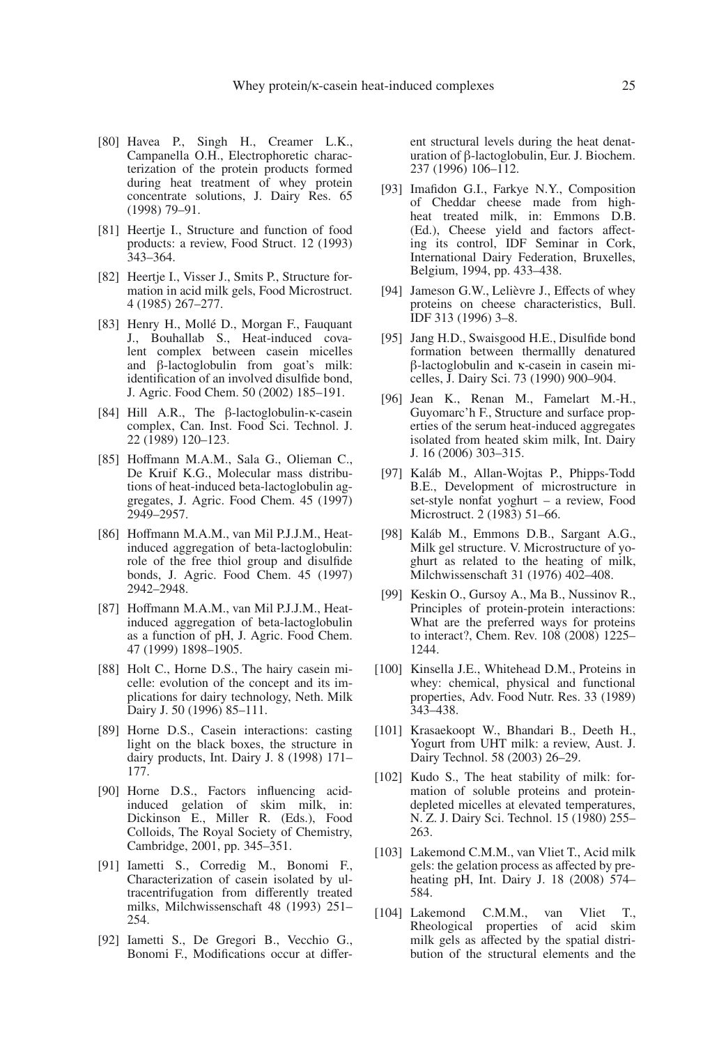[80] Havea P., Singh H., Creamer L.K., Campanella O.H., Electrophoretic characterization of the protein products formed during heat treatment of whey protein concentrate solutions, J. Dairy Res. 65 (1998) 79–91.

[81] Heertje I., Structure and function of food products: a review, Food Struct. 12 (1993) 343–364.

[82] Heertje I., Visser J., Smits P., Structure formation in acid milk gels, Food Microstruct. 4 (1985) 267–277.

[83] Henry H., Mollé D., Morgan F., Fauquant J., Bouhallab S., Heat-induced covalent complex between casein micelles and β-lactoglobulin from goat's milk: identification of an involved disulfide bond, J. Agric. Food Chem. 50 (2002) 185–191.

[84] Hill A.R., The β-lactoglobulin-κ-casein complex, Can. Inst. Food Sci. Technol. J. 22 (1989) 120–123.

[85] Hoffmann M.A.M., Sala G., Olieman C., De Kruif K.G., Molecular mass distributions of heat-induced beta-lactoglobulin aggregates, J. Agric. Food Chem. 45 (1997) 2949–2957.

[86] Hoffmann M.A.M., van Mil P.J.J.M., Heat-induced aggregation of beta-lactoglobulin: role of the free thiol group and disulfide bonds, J. Agric. Food Chem. 45 (1997) 2942–2948.

[87] Hoffmann M.A.M., van Mil P.J.J.M., Heat-induced aggregation of beta-lactoglobulin as a function of pH, J. Agric. Food Chem. 47 (1999) 1898–1905.

[88] Holt C., Horne D.S., The hairy casein micelle: evolution of the concept and its implications for dairy technology, Neth. Milk Dairy J. 50 (1996) 85–111.

[89] Horne D.S., Casein interactions: casting light on the black boxes, the structure in dairy products, Int. Dairy J. 8 (1998) 171–177.

[90] Horne D.S., Factors influencing acid-induced gelation of skim milk, in: Dickinson E., Miller R. (Eds.), Food Colloids, The Royal Society of Chemistry, Cambridge, 2001, pp. 345–351.

[91] Iametti S., Corredig M., Bonomi F., Characterization of casein isolated by ultracentrifugation from differently treated milks, Milchwissenschaft 48 (1993) 251–254.

[92] Iametti S., De Gregori B., Vecchio G., Bonomi F., Modifications occur at different structural levels during the heat denaturation of β-lactoglobulin, Eur. J. Biochem. 237 (1996) 106–112.

[93] Imafidon G.I., Farkye N.Y., Composition of Cheddar cheese made from high-heat treated milk, in: Emmons D.B. (Ed.), Cheese yield and factors affecting its control, IDF Seminar in Cork, International Dairy Federation, Bruxelles, Belgium, 1994, pp. 433–438.

[94] Jameson G.W., Lelièvre J., Effects of whey proteins on cheese characteristics, Bull. IDF 313 (1996) 3–8.

[95] Jang H.D., Swaisgood H.E., Disulfide bond formation between thermallly denatured β-lactoglobulin and κ-casein in casein micelles, J. Dairy Sci. 73 (1990) 900–904.

[96] Jean K., Renan M., Famelart M.-H., Guyomarc'h F., Structure and surface properties of the serum heat-induced aggregates isolated from heated skim milk, Int. Dairy J. 16 (2006) 303–315.

[97] Kaláb M., Allan-Wojtas P., Phipps-Todd B.E., Development of microstructure in set-style nonfat yoghurt – a review, Food Microstruct. 2 (1983) 51–66.

[98] Kaláb M., Emmons D.B., Sargant A.G., Milk gel structure. V. Microstructure of yoghurt as related to the heating of milk, Milchwissenschaft 31 (1976) 402–408.

[99] Keskin O., Gursoy A., Ma B., Nussinov R., Principles of protein-protein interactions: What are the preferred ways for proteins to interact?, Chem. Rev. 108 (2008) 1225–1244.

[100] Kinsella J.E., Whitehead D.M., Proteins in whey: chemical, physical and functional properties, Adv. Food Nutr. Res. 33 (1989) 343–438.

[101] Krasaekoopt W., Bhandari B., Deeth H., Yogurt from UHT milk: a review, Aust. J. Dairy Technol. 58 (2003) 26–29.

[102] Kudo S., The heat stability of milk: formation of soluble proteins and protein-depleted micelles at elevated temperatures, N. Z. J. Dairy Sci. Technol. 15 (1980) 255–263.

[103] Lakemond C.M.M., van Vliet T., Acid milk gels: the gelation process as affected by preheating pH, Int. Dairy J. 18 (2008) 574–584.

[104] Lakemond C.M.M., van Vliet T., Rheological properties of acid skim milk gels as affected by the spatial distribution of the structural elements and the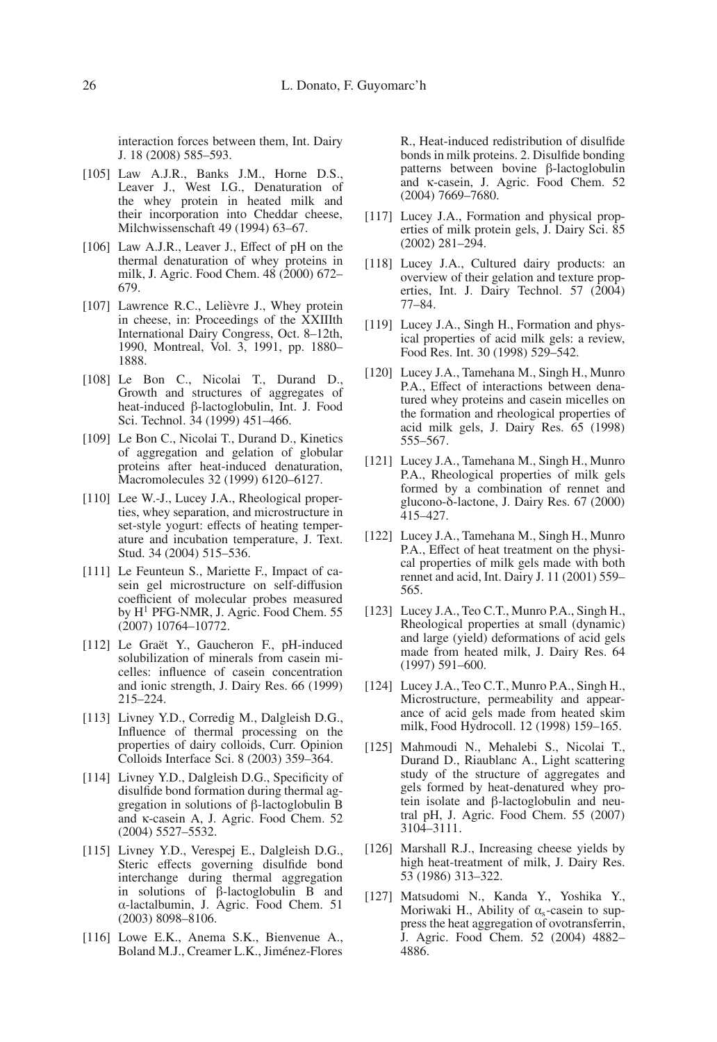interaction forces between them, Int. Dairy J. 18 (2008) 585–593.

[105] Law A.J.R., Banks J.M., Horne D.S., Leaver J., West I.G., Denaturation of the whey protein in heated milk and their incorporation into Cheddar cheese, Milchwissenschaft 49 (1994) 63–67.

[106] Law A.J.R., Leaver J., Effect of pH on the thermal denaturation of whey proteins in milk, J. Agric. Food Chem. 48 (2000) 672–679.

[107] Lawrence R.C., Lelièvre J., Whey protein in cheese, in: Proceedings of the XXIIIth International Dairy Congress, Oct. 8–12th, 1990, Montreal, Vol. 3, 1991, pp. 1880–1888.

[108] Le Bon C., Nicolai T., Durand D., Growth and structures of aggregates of heat-induced β-lactoglobulin, Int. J. Food Sci. Technol. 34 (1999) 451–466.

[109] Le Bon C., Nicolai T., Durand D., Kinetics of aggregation and gelation of globular proteins after heat-induced denaturation, Macromolecules 32 (1999) 6120–6127.

[110] Lee W.-J., Lucey J.A., Rheological properties, whey separation, and microstructure in set-style yogurt: effects of heating temperature and incubation temperature, J. Text. Stud. 34 (2004) 515–536.

[111] Le Feunteun S., Mariette F., Impact of casein gel microstructure on self-diffusion coefficient of molecular probes measured by $H^1$ PFG-NMR, J. Agric. Food Chem. 55 (2007) 10764–10772.

[112] Le Graët Y., Gaucheron F., pH-induced solubilization of minerals from casein micelles: influence of casein concentration and ionic strength, J. Dairy Res. 66 (1999) 215–224.

[113] Livney Y.D., Corredig M., Dalgleish D.G., Influence of thermal processing on the properties of dairy colloids, Curr. Opinion Colloids Interface Sci. 8 (2003) 359–364.

[114] Livney Y.D., Dalgleish D.G., Specificity of disulfide bond formation during thermal aggregation in solutions of β-lactoglobulin B and κ-casein A, J. Agric. Food Chem. 52 (2004) 5527–5532.

[115] Livney Y.D., Verespej E., Dalgleish D.G., Steric effects governing disulfide bond interchange during thermal aggregation in solutions of β-lactoglobulin B and α-lactalbumin, J. Agric. Food Chem. 51 (2003) 8098–8106.

[116] Lowe E.K., Anema S.K., Bienvenue A., Boland M.J., Creamer L.K., Jiménez-Flores R., Heat-induced redistribution of disulfide bonds in milk proteins. 2. Disulfide bonding patterns between bovine β-lactoglobulin and κ-casein, J. Agric. Food Chem. 52 (2004) 7669–7680.

[117] Lucey J.A., Formation and physical properties of milk protein gels, J. Dairy Sci. 85 (2002) 281–294.

[118] Lucey J.A., Cultured dairy products: an overview of their gelation and texture properties, Int. J. Dairy Technol. 57 (2004) 77–84.

[119] Lucey J.A., Singh H., Formation and physical properties of acid milk gels: a review, Food Res. Int. 30 (1998) 529–542.

[120] Lucey J.A., Tamehana M., Singh H., Munro P.A., Effect of interactions between denatured whey proteins and casein micelles on the formation and rheological properties of acid milk gels, J. Dairy Res. 65 (1998) 555–567.

[121] Lucey J.A., Tamehana M., Singh H., Munro P.A., Rheological properties of milk gels formed by a combination of rennet and glucono-δ-lactone, J. Dairy Res. 67 (2000) 415–427.

[122] Lucey J.A., Tamehana M., Singh H., Munro P.A., Effect of heat treatment on the physical properties of milk gels made with both rennet and acid, Int. Dairy J. 11 (2001) 559–565.

[123] Lucey J.A., Teo C.T., Munro P.A., Singh H., Rheological properties at small (dynamic) and large (yield) deformations of acid gels made from heated milk, J. Dairy Res. 64 (1997) 591–600.

[124] Lucey J.A., Teo C.T., Munro P.A., Singh H., Microstructure, permeability and appearance of acid gels made from heated skim milk, Food Hydrocoll. 12 (1998) 159–165.

[125] Mahmoudi N., Mehalebi S., Nicolai T., Durand D., Riaublanc A., Light scattering study of the structure of aggregates and gels formed by heat-denatured whey protein isolate and β-lactoglobulin and neutral pH, J. Agric. Food Chem. 55 (2007) 3104–3111.

[126] Marshall R.J., Increasing cheese yields by high heat-treatment of milk, J. Dairy Res. 53 (1986) 313–322.

[127] Matsudomi N., Kanda Y., Yoshika Y., Moriwaki H., Ability of $\alpha_s$-casein to suppress the heat aggregation of ovotransferrin, J. Agric. Food Chem. 52 (2004) 4882–4886.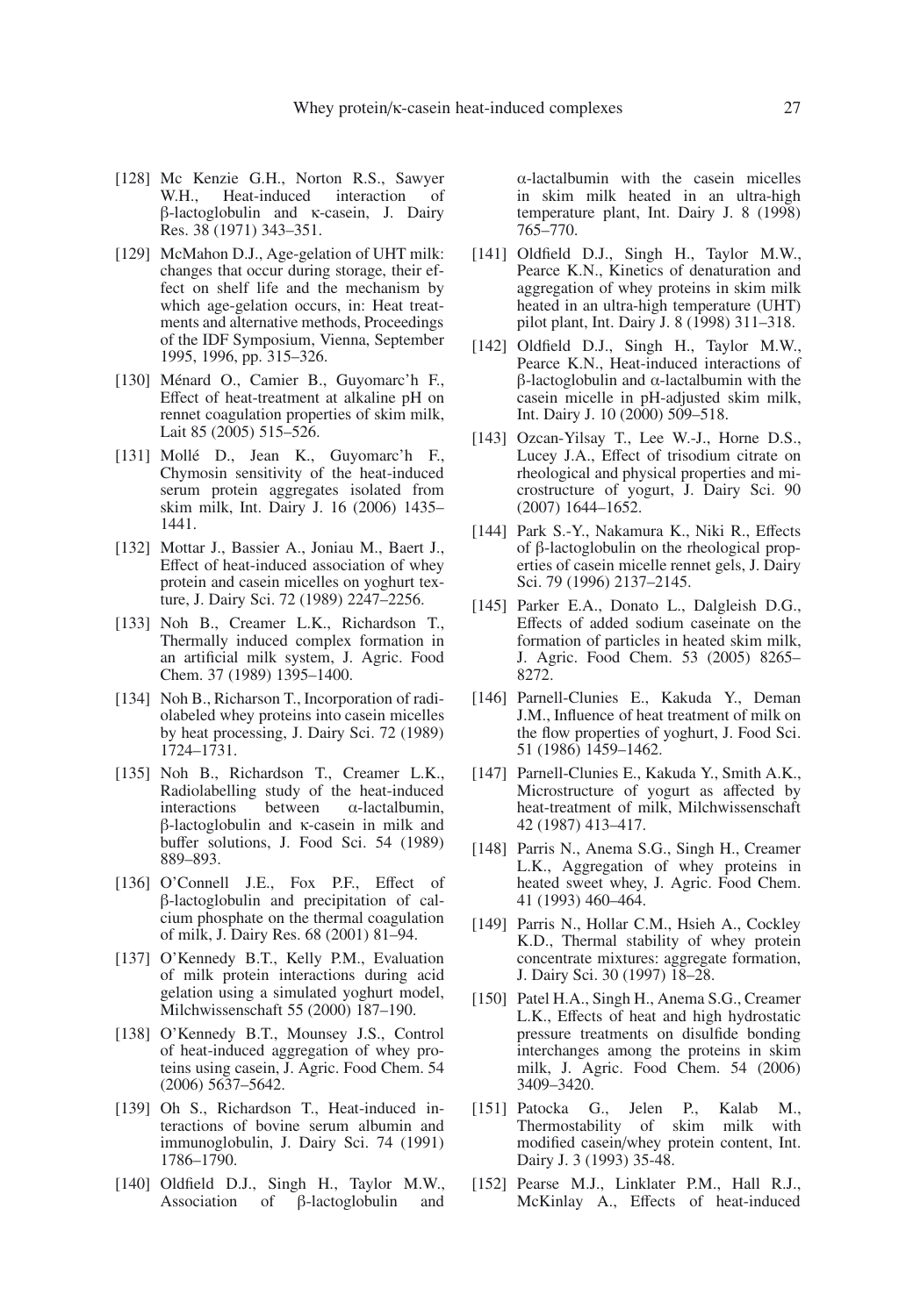[128] Mc Kenzie G.H., Norton R.S., Sawyer W.H., Heat-induced interaction of β-lactoglobulin and κ-casein, J. Dairy Res. 38 (1971) 343–351.

[129] McMahon D.J., Age-gelation of UHT milk: changes that occur during storage, their effect on shelf life and the mechanism by which age-gelation occurs, in: Heat treatments and alternative methods, Proceedings of the IDF Symposium, Vienna, September 1995, 1996, pp. 315–326.

[130] Ménard O., Camier B., Guyomarc'h F., Effect of heat-treatment at alkaline pH on rennet coagulation properties of skim milk, Lait 85 (2005) 515–526.

[131] Mollé D., Jean K., Guyomarc'h F., Chymosin sensitivity of the heat-induced serum protein aggregates isolated from skim milk, Int. Dairy J. 16 (2006) 1435–1441.

[132] Mottar J., Bassier A., Joniau M., Baert J., Effect of heat-induced association of whey protein and casein micelles on yoghurt texture, J. Dairy Sci. 72 (1989) 2247–2256.

[133] Noh B., Creamer L.K., Richardson T., Thermally induced complex formation in an artificial milk system, J. Agric. Food Chem. 37 (1989) 1395–1400.

[134] Noh B., Richarson T., Incorporation of radiolabeled whey proteins into casein micelles by heat processing, J. Dairy Sci. 72 (1989) 1724–1731.

[135] Noh B., Richardson T., Creamer L.K., Radiolabelling study of the heat-induced interactions between α-lactalbumin, β-lactoglobulin and κ-casein in milk and buffer solutions, J. Food Sci. 54 (1989) 889–893.

[136] O'Connell J.E., Fox P.F., Effect of β-lactoglobulin and precipitation of calcium phosphate on the thermal coagulation of milk, J. Dairy Res. 68 (2001) 81–94.

[137] O'Kennedy B.T., Kelly P.M., Evaluation of milk protein interactions during acid gelation using a simulated yoghurt model, Milchwissenschaft 55 (2000) 187–190.

[138] O'Kennedy B.T., Mounsey J.S., Control of heat-induced aggregation of whey proteins using casein, J. Agric. Food Chem. 54 (2006) 5637–5642.

[139] Oh S., Richardson T., Heat-induced interactions of bovine serum albumin and immunoglobulin, J. Dairy Sci. 74 (1991) 1786–1790.

[140] Oldfield D.J., Singh H., Taylor M.W., Association of β-lactoglobulin and α-lactalbumin with the casein micelles in skim milk heated in an ultra-high temperature plant, Int. Dairy J. 8 (1998) 765–770.

[141] Oldfield D.J., Singh H., Taylor M.W., Pearce K.N., Kinetics of denaturation and aggregation of whey proteins in skim milk heated in an ultra-high temperature (UHT) pilot plant, Int. Dairy J. 8 (1998) 311–318.

[142] Oldfield D.J., Singh H., Taylor M.W., Pearce K.N., Heat-induced interactions of β-lactoglobulin and α-lactalbumin with the casein micelle in pH-adjusted skim milk, Int. Dairy J. 10 (2000) 509–518.

[143] Ozcan-Yilsay T., Lee W.-J., Horne D.S., Lucey J.A., Effect of trisodium citrate on rheological and physical properties and microstructure of yogurt, J. Dairy Sci. 90 (2007) 1644–1652.

[144] Park S.-Y., Nakamura K., Niki R., Effects of β-lactoglobulin on the rheological properties of casein micelle rennet gels, J. Dairy Sci. 79 (1996) 2137–2145.

[145] Parker E.A., Donato L., Dalgleish D.G., Effects of added sodium caseinate on the formation of particles in heated skim milk, J. Agric. Food Chem. 53 (2005) 8265–8272.

[146] Parnell-Clunies E., Kakuda Y., Deman J.M., Influence of heat treatment of milk on the flow properties of yoghurt, J. Food Sci. 51 (1986) 1459–1462.

[147] Parnell-Clunies E., Kakuda Y., Smith A.K., Microstructure of yogurt as affected by heat-treatment of milk, Milchwissenschaft 42 (1987) 413–417.

[148] Parris N., Anema S.G., Singh H., Creamer L.K., Aggregation of whey proteins in heated sweet whey, J. Agric. Food Chem. 41 (1993) 460–464.

[149] Parris N., Hollar C.M., Hsieh A., Cockley K.D., Thermal stability of whey protein concentrate mixtures: aggregate formation, J. Dairy Sci. 30 (1997) 18–28.

[150] Patel H.A., Singh H., Anema S.G., Creamer L.K., Effects of heat and high hydrostatic pressure treatments on disulfide bonding interchanges among the proteins in skim milk, J. Agric. Food Chem. 54 (2006) 3409–3420.

[151] Patocka G., Jelen P., Kalab M., Thermostability of skim milk with modified casein/whey protein content, Int. Dairy J. 3 (1993) 35-48.

[152] Pearse M.J., Linklater P.M., Hall R.J., McKinlay A., Effects of heat-induced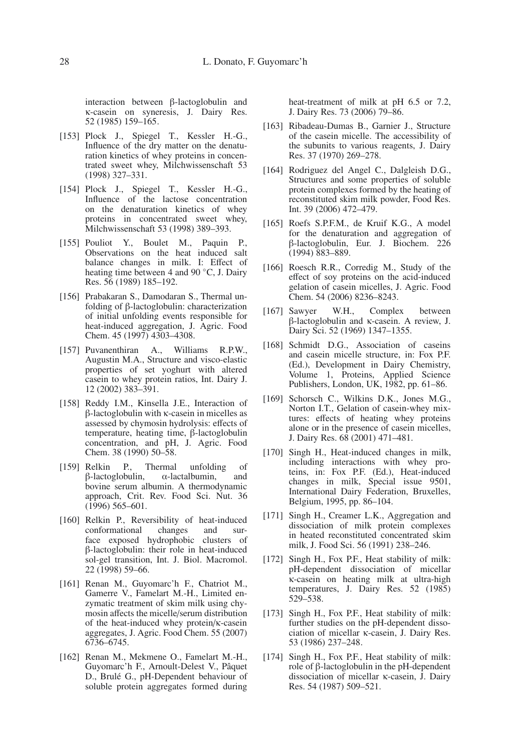interaction between β-lactoglobulin and κ-casein on syneresis, J. Dairy Res. 52 (1985) 159–165.

[153] Plock J., Spiegel T., Kessler H.-G., Influence of the dry matter on the denaturation kinetics of whey proteins in concentrated sweet whey, Milchwissenschaft 53 (1998) 327–331.

[154] Plock J., Spiegel T., Kessler H.-G., Influence of the lactose concentration on the denaturation kinetics of whey proteins in concentrated sweet whey, Milchwissenschaft 53 (1998) 389–393.

[155] Pouliot Y., Boulet M., Paquin P., Observations on the heat induced salt balance changes in milk. I: Effect of heating time between 4 and 90 °C, J. Dairy Res. 56 (1989) 185–192.

[156] Prabakaran S., Damodaran S., Thermal unfolding of β-lactoglobulin: characterization of initial unfolding events responsible for heat-induced aggregation, J. Agric. Food Chem. 45 (1997) 4303–4308.

[157] Puvanenthiran A., Williams R.P.W., Augustin M.A., Structure and visco-elastic properties of set yoghurt with altered casein to whey protein ratios, Int. Dairy J. 12 (2002) 383–391.

[158] Reddy I.M., Kinsella J.E., Interaction of β-lactoglobulin with κ-casein in micelles as assessed by chymosin hydrolysis: effects of temperature, heating time, β-lactoglobulin concentration, and pH, J. Agric. Food Chem. 38 (1990) 50–58.

[159] Relkin P., Thermal unfolding of β-lactoglobulin, α-lactalbumin, and bovine serum albumin. A thermodynamic approach, Crit. Rev. Food Sci. Nut. 36 (1996) 565–601.

[160] Relkin P., Reversibility of heat-induced conformational changes and surface exposed hydrophobic clusters of β-lactoglobulin: their role in heat-induced sol-gel transition, Int. J. Biol. Macromol. 22 (1998) 59–66.

[161] Renan M., Guyomarc'h F., Chatriot M., Gamerre V., Famelart M.-H., Limited enzymatic treatment of skim milk using chymosin affects the micelle/serum distribution of the heat-induced whey protein/κ-casein aggregates, J. Agric. Food Chem. 55 (2007) 6736–6745.

[162] Renan M., Mekmene O., Famelart M.-H., Guyomarc'h F., Arnoult-Delest V., Pâquet D., Brulé G., pH-Dependent behaviour of soluble protein aggregates formed during heat-treatment of milk at pH 6.5 or 7.2, J. Dairy Res. 73 (2006) 79–86.

[163] Ribadeau-Dumas B., Garnier J., Structure of the casein micelle. The accessibility of the subunits to various reagents, J. Dairy Res. 37 (1970) 269–278.

[164] Rodriguez del Angel C., Dalgleish D.G., Structures and some properties of soluble protein complexes formed by the heating of reconstituted skim milk powder, Food Res. Int. 39 (2006) 472–479.

[165] Roefs S.P.F.M., de Kruif K.G., A model for the denaturation and aggregation of β-lactoglobulin, Eur. J. Biochem. 226 (1994) 883–889.

[166] Roesch R.R., Corredig M., Study of the effect of soy proteins on the acid-induced gelation of casein micelles, J. Agric. Food Chem. 54 (2006) 8236–8243.

[167] Sawyer W.H., Complex between β-lactoglobulin and κ-casein. A review, J. Dairy Sci. 52 (1969) 1347–1355.

[168] Schmidt D.G., Association of caseins and casein micelle structure, in: Fox P.F. (Ed.), Development in Dairy Chemistry, Volume 1, Proteins, Applied Science Publishers, London, UK, 1982, pp. 61–86.

[169] Schorsch C., Wilkins D.K., Jones M.G., Norton I.T., Gelation of casein-whey mixtures: effects of heating whey proteins alone or in the presence of casein micelles, J. Dairy Res. 68 (2001) 471–481.

[170] Singh H., Heat-induced changes in milk, including interactions with whey proteins, in: Fox P.F. (Ed.), Heat-induced changes in milk, Special issue 9501, International Dairy Federation, Bruxelles, Belgium, 1995, pp. 86–104.

[171] Singh H., Creamer L.K., Aggregation and dissociation of milk protein complexes in heated reconstituted concentrated skim milk, J. Food Sci. 56 (1991) 238–246.

[172] Singh H., Fox P.F., Heat stability of milk: pH-dependent dissociation of micellar κ-casein on heating milk at ultra-high temperatures, J. Dairy Res. 52 (1985) 529–538.

[173] Singh H., Fox P.F., Heat stability of milk: further studies on the pH-dependent dissociation of micellar κ-casein, J. Dairy Res. 53 (1986) 237–248.

[174] Singh H., Fox P.F., Heat stability of milk: role of β-lactoglobulin in the pH-dependent dissociation of micellar κ-casein, J. Dairy Res. 54 (1987) 509–521.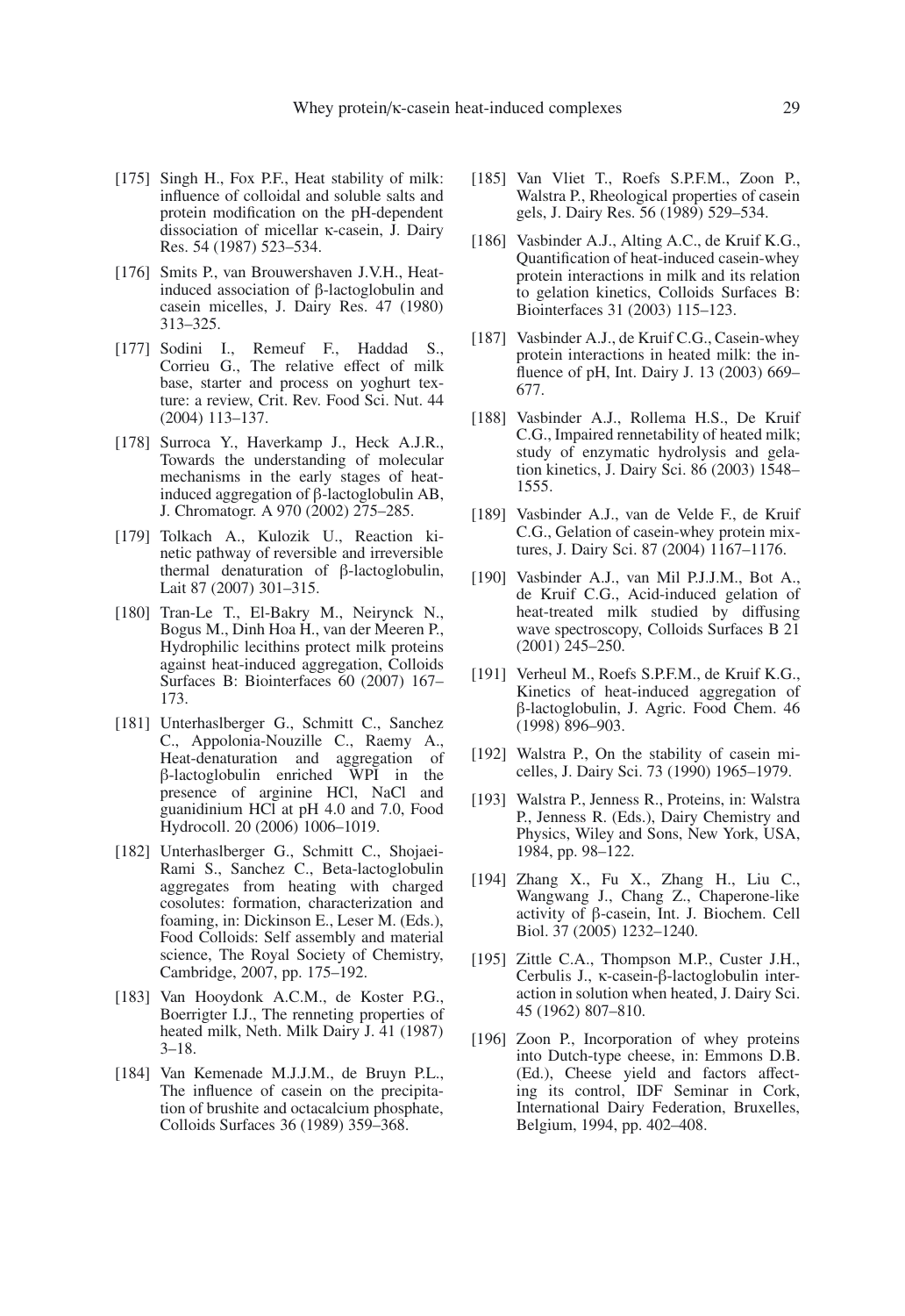[175] Singh H., Fox P.F., Heat stability of milk: influence of colloidal and soluble salts and protein modification on the pH-dependent dissociation of micellar κ-casein, J. Dairy Res. 54 (1987) 523–534.

[176] Smits P., van Brouwershaven J.V.H., Heat-induced association of β-lactoglobulin and casein micelles, J. Dairy Res. 47 (1980) 313–325.

[177] Sodini I., Remeuf F., Haddad S., Corrieu G., The relative effect of milk base, starter and process on yoghurt texture: a review, Crit. Rev. Food Sci. Nut. 44 (2004) 113–137.

[178] Surroca Y., Haverkamp J., Heck A.J.R., Towards the understanding of molecular mechanisms in the early stages of heat-induced aggregation of β-lactoglobulin AB, J. Chromatogr. A 970 (2002) 275–285.

[179] Tolkach A., Kulozik U., Reaction kinetic pathway of reversible and irreversible thermal denaturation of β-lactoglobulin, Lait 87 (2007) 301–315.

[180] Tran-Le T., El-Bakry M., Neirynck N., Bogus M., Dinh Hoa H., van der Meeren P., Hydrophilic lecithins protect milk proteins against heat-induced aggregation, Colloids Surfaces B: Biointerfaces 60 (2007) 167–173.

[181] Unterhaslberger G., Schmitt C., Sanchez C., Appolonia-Nouzille C., Raemy A., Heat-denaturation and aggregation of β-lactoglobulin enriched WPI in the presence of arginine HCl, NaCl and guanidinium HCl at pH 4.0 and 7.0, Food Hydrocoll. 20 (2006) 1006–1019.

[182] Unterhaslberger G., Schmitt C., Shojaei-Rami S., Sanchez C., Beta-lactoglobulin aggregates from heating with charged cosolutes: formation, characterization and foaming, in: Dickinson E., Leser M. (Eds.), Food Colloids: Self assembly and material science, The Royal Society of Chemistry, Cambridge, 2007, pp. 175–192.

[183] Van Hooydonk A.C.M., de Koster P.G., Boerrigter I.J., The renneting properties of heated milk, Neth. Milk Dairy J. 41 (1987) 3–18.

[184] Van Kemenade M.J.J.M., de Bruyn P.L., The influence of casein on the precipitation of brushite and octacalcium phosphate, Colloids Surfaces 36 (1989) 359–368.

[185] Van Vliet T., Roefs S.P.F.M., Zoon P., Walstra P., Rheological properties of casein gels, J. Dairy Res. 56 (1989) 529–534.

[186] Vasbinder A.J., Alting A.C., de Kruif K.G., Quantification of heat-induced casein-whey protein interactions in milk and its relation to gelation kinetics, Colloids Surfaces B: Biointerfaces 31 (2003) 115–123.

[187] Vasbinder A.J., de Kruif C.G., Casein-whey protein interactions in heated milk: the influence of pH, Int. Dairy J. 13 (2003) 669–677.

[188] Vasbinder A.J., Rollema H.S., De Kruif C.G., Impaired rennetability of heated milk; study of enzymatic hydrolysis and gelation kinetics, J. Dairy Sci. 86 (2003) 1548–1555.

[189] Vasbinder A.J., van de Velde F., de Kruif C.G., Gelation of casein-whey protein mixtures, J. Dairy Sci. 87 (2004) 1167–1176.

[190] Vasbinder A.J., van Mil P.J.J.M., Bot A., de Kruif C.G., Acid-induced gelation of heat-treated milk studied by diffusing wave spectroscopy, Colloids Surfaces B 21 (2001) 245–250.

[191] Verheul M., Roefs S.P.F.M., de Kruif K.G., Kinetics of heat-induced aggregation of β-lactoglobulin, J. Agric. Food Chem. 46 (1998) 896–903.

[192] Walstra P., On the stability of casein micelles, J. Dairy Sci. 73 (1990) 1965–1979.

[193] Walstra P., Jenness R., Proteins, in: Walstra P., Jenness R. (Eds.), Dairy Chemistry and Physics, Wiley and Sons, New York, USA, 1984, pp. 98–122.

[194] Zhang X., Fu X., Zhang H., Liu C., Wangwang J., Chang Z., Chaperone-like activity of β-casein, Int. J. Biochem. Cell Biol. 37 (2005) 1232–1240.

[195] Zittle C.A., Thompson M.P., Custer J.H., Cerbulis J., κ-casein-β-lactoglobulin interaction in solution when heated, J. Dairy Sci. 45 (1962) 807–810.

[196] Zoon P., Incorporation of whey proteins into Dutch-type cheese, in: Emmons D.B. (Ed.), Cheese yield and factors affecting its control, IDF Seminar in Cork, International Dairy Federation, Bruxelles, Belgium, 1994, pp. 402–408.